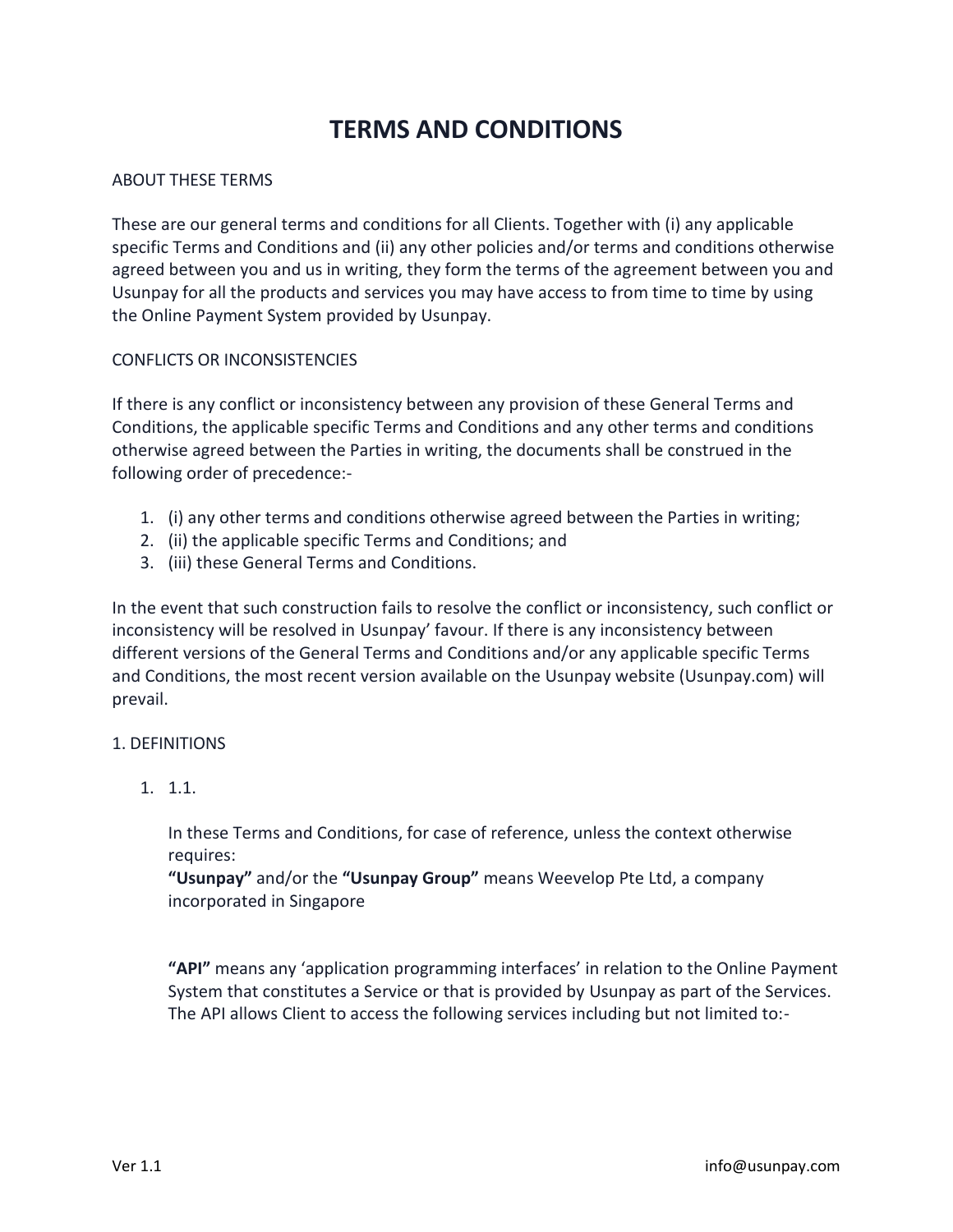# TERMS AND CONDITIONS

ABOUT THESE TERMS

These are our general terms and conditions for all Clients. Together with (i) any applicable specific Terms and Conditions and (ii) any other policies and/or terms and conditions otherwise agreed between you and us in writing, they form the terms of the agreement between you and Usunpay for all the products and services you may have access to from time to time by using the Online Payment System provided by Usunpay.

CONFLICTS OR INCONSISTENCIES

If there is any conflict or inconsistency between any provision of these General Terms and Conditions, the applicable specific Terms and Conditions and any other terms and conditions otherwise agreed between the Parties in writing, the documents shall be construed in the following order of precedence:-

1. (i) any other terms and conditions otherwise agreed between the Parties in writing;
2. (ii) the applicable specific Terms and Conditions; and
3. (iii) these General Terms and Conditions.

In the event that such construction fails to resolve the conflict or inconsistency, such conflict or inconsistency will be resolved in Usunpay' favour. If there is any inconsistency between different versions of the General Terms and Conditions and/or any applicable specific Terms and Conditions, the most recent version available on the Usunpay website (Usunpay.com) will prevail.

1. DEFINITIONS

1. 1.1.

   In these Terms and Conditions, for case of reference, unless the context otherwise requires:
   **"Usunpay"** and/or the **"Usunpay Group"** means Weevelop Pte Ltd, a company incorporated in Singapore

   **"API"** means any 'application programming interfaces' in relation to the Online Payment System that constitutes a Service or that is provided by Usunpay as part of the Services. The API allows Client to access the following services including but not limited to:-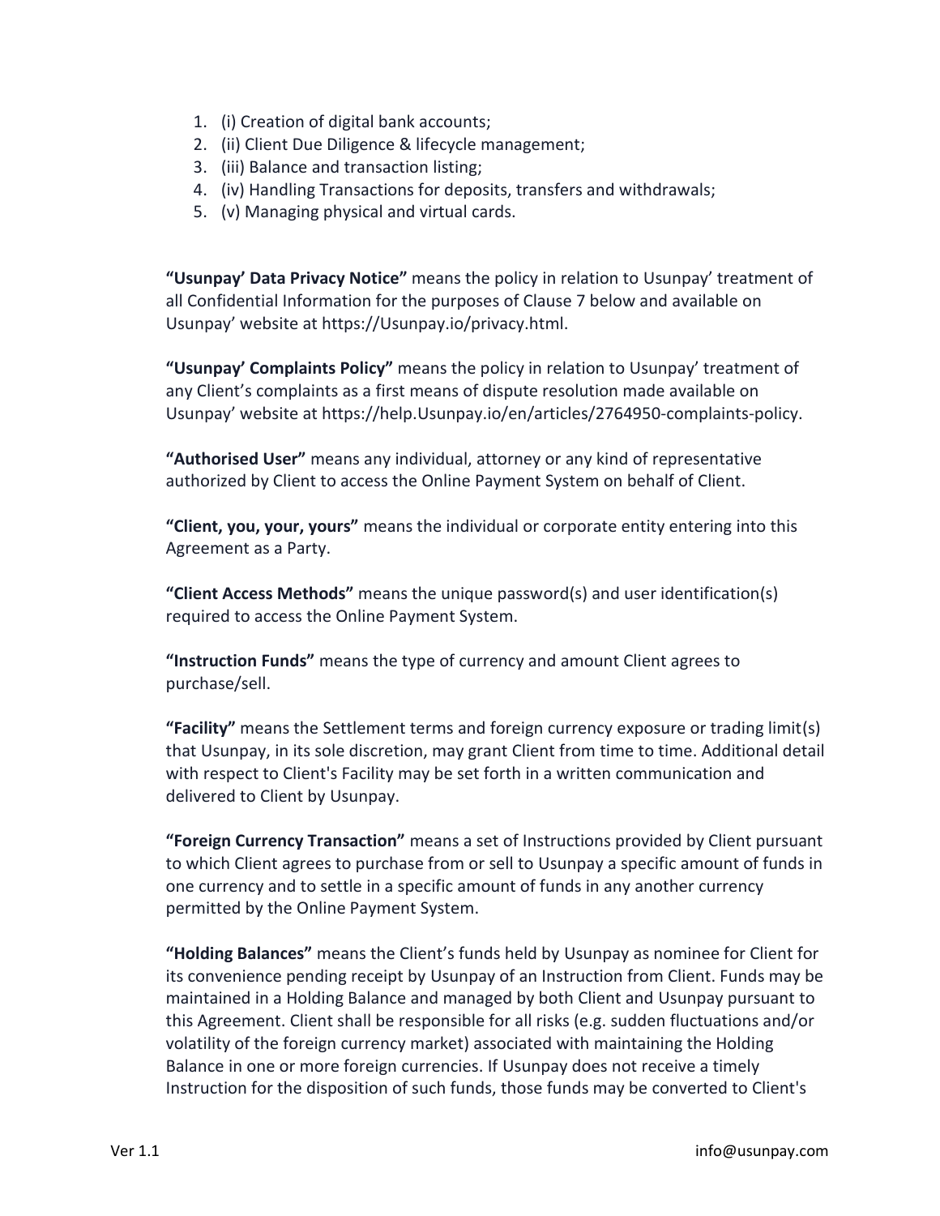1. (i) Creation of digital bank accounts;
2. (ii) Client Due Diligence & lifecycle management;
3. (iii) Balance and transaction listing;
4. (iv) Handling Transactions for deposits, transfers and withdrawals;
5. (v) Managing physical and virtual cards.

**"Usunpay' Data Privacy Notice"** means the policy in relation to Usunpay' treatment of all Confidential Information for the purposes of Clause 7 below and available on Usunpay' website at https://Usunpay.io/privacy.html.

**"Usunpay' Complaints Policy"** means the policy in relation to Usunpay' treatment of any Client's complaints as a first means of dispute resolution made available on Usunpay' website at https://help.Usunpay.io/en/articles/2764950-complaints-policy.

**"Authorised User"** means any individual, attorney or any kind of representative authorized by Client to access the Online Payment System on behalf of Client.

**"Client, you, your, yours"** means the individual or corporate entity entering into this Agreement as a Party.

**"Client Access Methods"** means the unique password(s) and user identification(s) required to access the Online Payment System.

**"Instruction Funds"** means the type of currency and amount Client agrees to purchase/sell.

**"Facility"** means the Settlement terms and foreign currency exposure or trading limit(s) that Usunpay, in its sole discretion, may grant Client from time to time. Additional detail with respect to Client's Facility may be set forth in a written communication and delivered to Client by Usunpay.

**"Foreign Currency Transaction"** means a set of Instructions provided by Client pursuant to which Client agrees to purchase from or sell to Usunpay a specific amount of funds in one currency and to settle in a specific amount of funds in any another currency permitted by the Online Payment System.

**"Holding Balances"** means the Client's funds held by Usunpay as nominee for Client for its convenience pending receipt by Usunpay of an Instruction from Client. Funds may be maintained in a Holding Balance and managed by both Client and Usunpay pursuant to this Agreement. Client shall be responsible for all risks (e.g. sudden fluctuations and/or volatility of the foreign currency market) associated with maintaining the Holding Balance in one or more foreign currencies. If Usunpay does not receive a timely Instruction for the disposition of such funds, those funds may be converted to Client's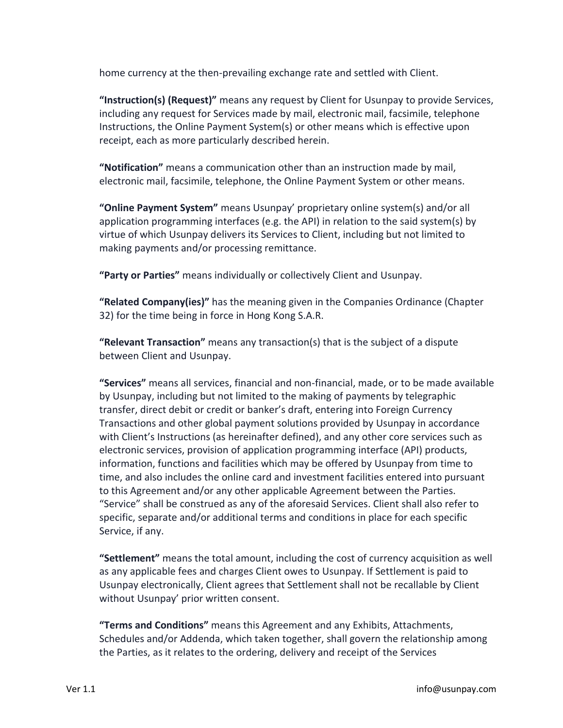home currency at the then-prevailing exchange rate and settled with Client.

**"Instruction(s) (Request)"** means any request by Client for Usunpay to provide Services, including any request for Services made by mail, electronic mail, facsimile, telephone Instructions, the Online Payment System(s) or other means which is effective upon receipt, each as more particularly described herein.

**"Notification"** means a communication other than an instruction made by mail, electronic mail, facsimile, telephone, the Online Payment System or other means.

**"Online Payment System"** means Usunpay' proprietary online system(s) and/or all application programming interfaces (e.g. the API) in relation to the said system(s) by virtue of which Usunpay delivers its Services to Client, including but not limited to making payments and/or processing remittance.

**"Party or Parties"** means individually or collectively Client and Usunpay.

**"Related Company(ies)"** has the meaning given in the Companies Ordinance (Chapter 32) for the time being in force in Hong Kong S.A.R.

**"Relevant Transaction"** means any transaction(s) that is the subject of a dispute between Client and Usunpay.

**"Services"** means all services, financial and non-financial, made, or to be made available by Usunpay, including but not limited to the making of payments by telegraphic transfer, direct debit or credit or banker's draft, entering into Foreign Currency Transactions and other global payment solutions provided by Usunpay in accordance with Client's Instructions (as hereinafter defined), and any other core services such as electronic services, provision of application programming interface (API) products, information, functions and facilities which may be offered by Usunpay from time to time, and also includes the online card and investment facilities entered into pursuant to this Agreement and/or any other applicable Agreement between the Parties. "Service" shall be construed as any of the aforesaid Services. Client shall also refer to specific, separate and/or additional terms and conditions in place for each specific Service, if any.

**"Settlement"** means the total amount, including the cost of currency acquisition as well as any applicable fees and charges Client owes to Usunpay. If Settlement is paid to Usunpay electronically, Client agrees that Settlement shall not be recallable by Client without Usunpay' prior written consent.

**"Terms and Conditions"** means this Agreement and any Exhibits, Attachments, Schedules and/or Addenda, which taken together, shall govern the relationship among the Parties, as it relates to the ordering, delivery and receipt of the Services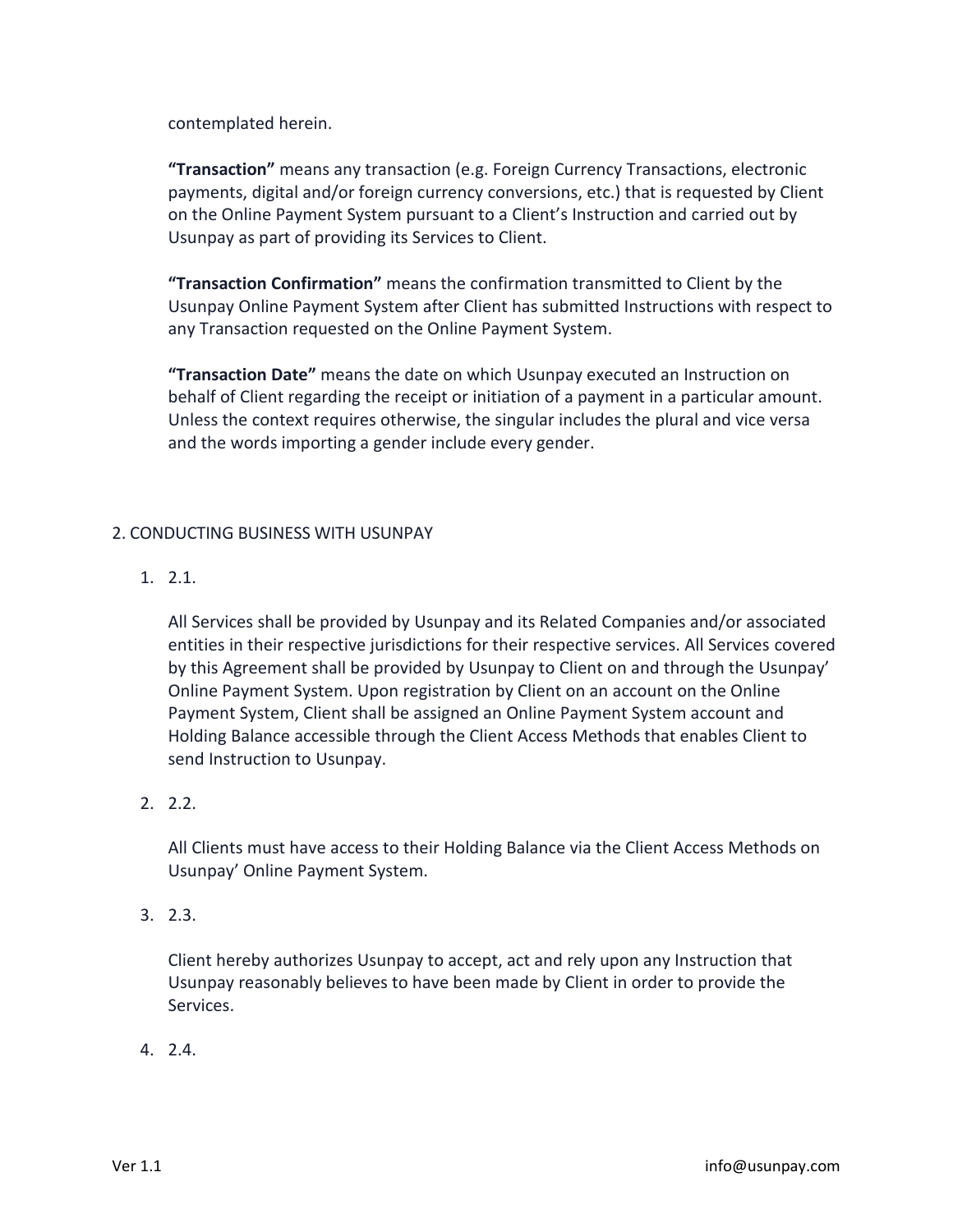contemplated herein.

**“Transaction”** means any transaction (e.g. Foreign Currency Transactions, electronic payments, digital and/or foreign currency conversions, etc.) that is requested by Client on the Online Payment System pursuant to a Client’s Instruction and carried out by Usunpay as part of providing its Services to Client.

**“Transaction Confirmation”** means the confirmation transmitted to Client by the Usunpay Online Payment System after Client has submitted Instructions with respect to any Transaction requested on the Online Payment System.

**“Transaction Date”** means the date on which Usunpay executed an Instruction on behalf of Client regarding the receipt or initiation of a payment in a particular amount. Unless the context requires otherwise, the singular includes the plural and vice versa and the words importing a gender include every gender.

## 2. CONDUCTING BUSINESS WITH USUNPAY

1. 2.1.

   All Services shall be provided by Usunpay and its Related Companies and/or associated entities in their respective jurisdictions for their respective services. All Services covered by this Agreement shall be provided by Usunpay to Client on and through the Usunpay’ Online Payment System. Upon registration by Client on an account on the Online Payment System, Client shall be assigned an Online Payment System account and Holding Balance accessible through the Client Access Methods that enables Client to send Instruction to Usunpay.

2. 2.2.

   All Clients must have access to their Holding Balance via the Client Access Methods on Usunpay’ Online Payment System.

3. 2.3.

   Client hereby authorizes Usunpay to accept, act and rely upon any Instruction that Usunpay reasonably believes to have been made by Client in order to provide the Services.

4. 2.4.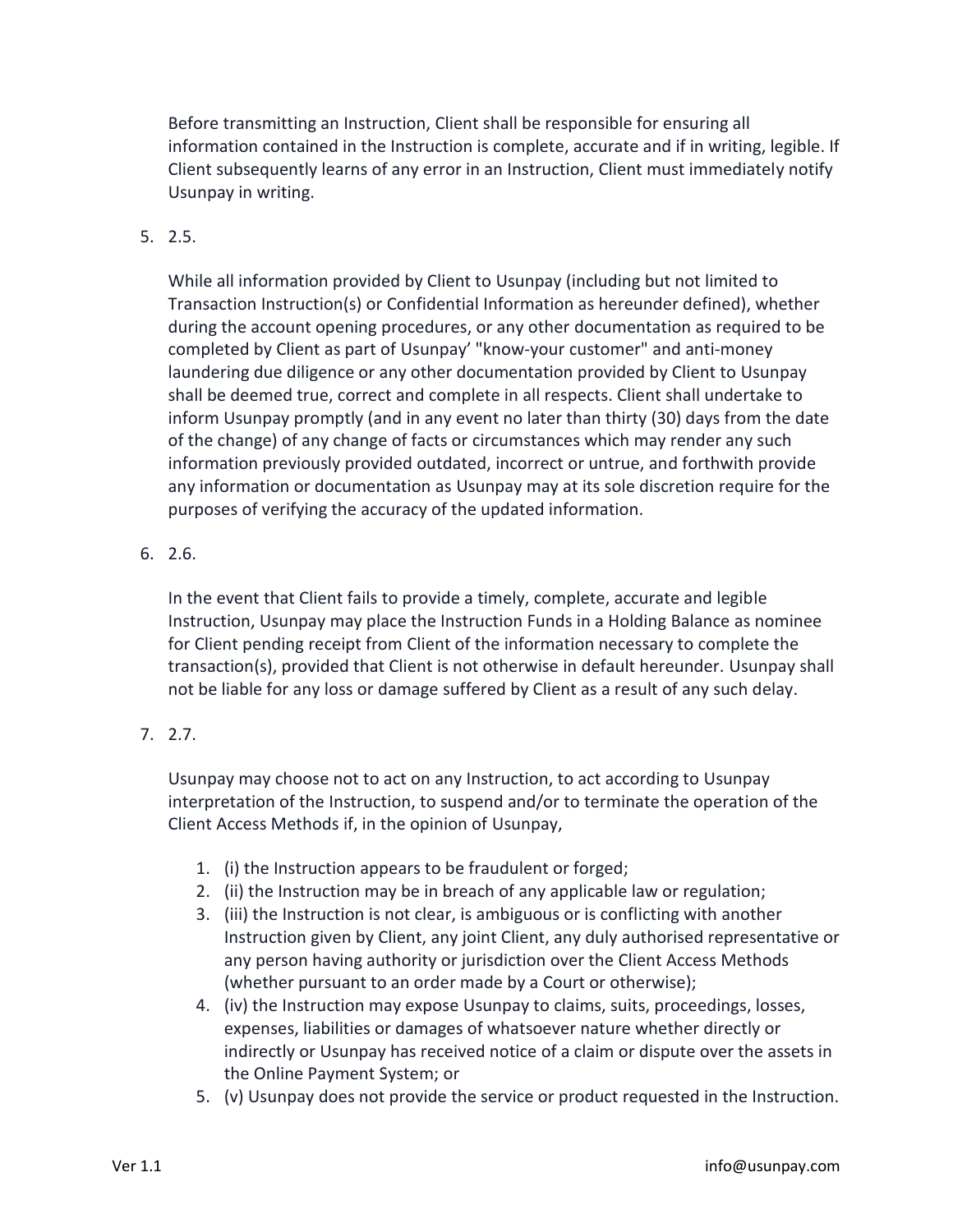Before transmitting an Instruction, Client shall be responsible for ensuring all information contained in the Instruction is complete, accurate and if in writing, legible. If Client subsequently learns of any error in an Instruction, Client must immediately notify Usunpay in writing.

5. 2.5.

   While all information provided by Client to Usunpay (including but not limited to Transaction Instruction(s) or Confidential Information as hereunder defined), whether during the account opening procedures, or any other documentation as required to be completed by Client as part of Usunpay' "know-your customer" and anti-money laundering due diligence or any other documentation provided by Client to Usunpay shall be deemed true, correct and complete in all respects. Client shall undertake to inform Usunpay promptly (and in any event no later than thirty (30) days from the date of the change) of any change of facts or circumstances which may render any such information previously provided outdated, incorrect or untrue, and forthwith provide any information or documentation as Usunpay may at its sole discretion require for the purposes of verifying the accuracy of the updated information.

6. 2.6.

   In the event that Client fails to provide a timely, complete, accurate and legible Instruction, Usunpay may place the Instruction Funds in a Holding Balance as nominee for Client pending receipt from Client of the information necessary to complete the transaction(s), provided that Client is not otherwise in default hereunder. Usunpay shall not be liable for any loss or damage suffered by Client as a result of any such delay.

7. 2.7.

   Usunpay may choose not to act on any Instruction, to act according to Usunpay interpretation of the Instruction, to suspend and/or to terminate the operation of the Client Access Methods if, in the opinion of Usunpay,

   1. (i) the Instruction appears to be fraudulent or forged;
   2. (ii) the Instruction may be in breach of any applicable law or regulation;
   3. (iii) the Instruction is not clear, is ambiguous or is conflicting with another Instruction given by Client, any joint Client, any duly authorised representative or any person having authority or jurisdiction over the Client Access Methods (whether pursuant to an order made by a Court or otherwise);
   4. (iv) the Instruction may expose Usunpay to claims, suits, proceedings, losses, expenses, liabilities or damages of whatsoever nature whether directly or indirectly or Usunpay has received notice of a claim or dispute over the assets in the Online Payment System; or
   5. (v) Usunpay does not provide the service or product requested in the Instruction.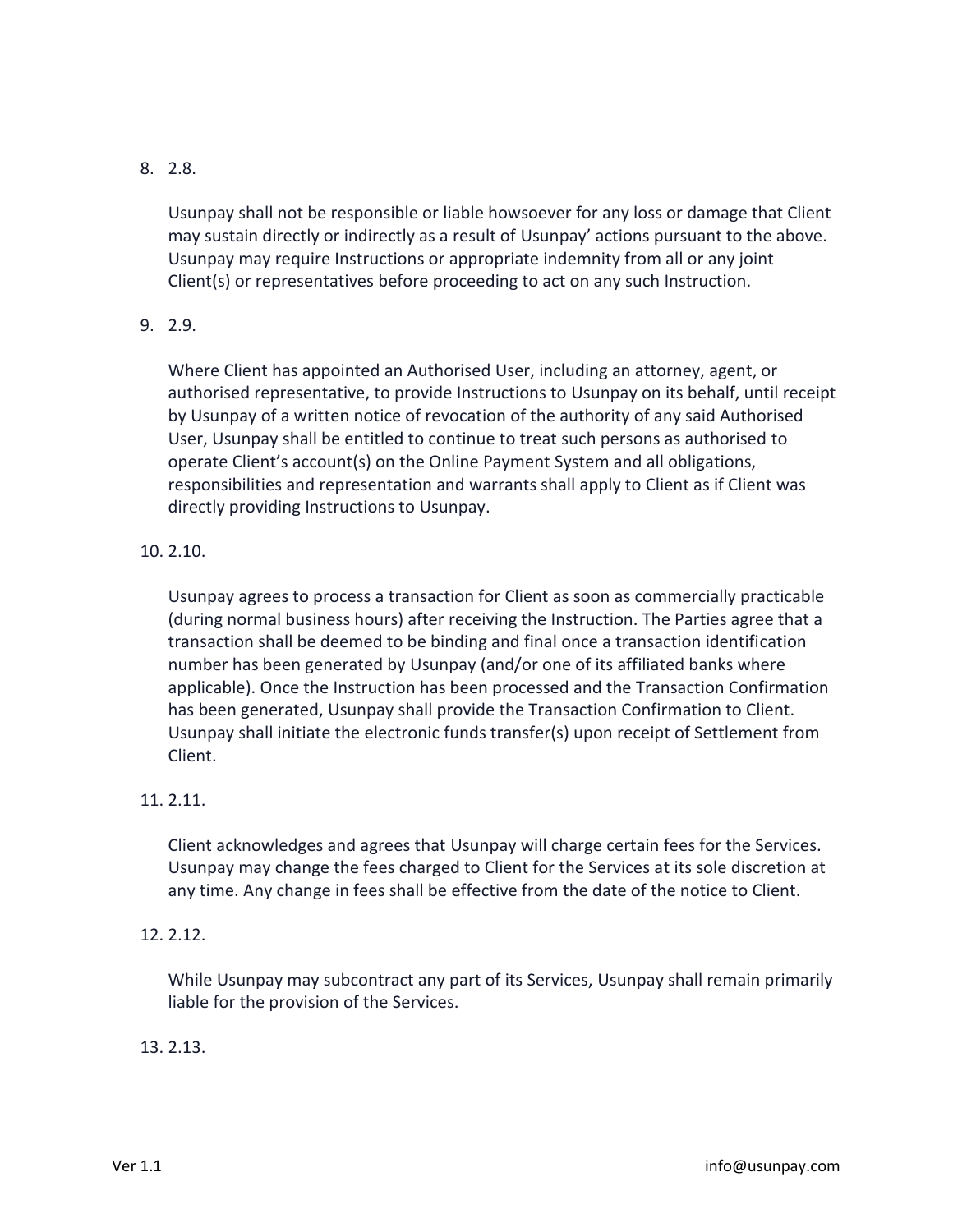8. 2.8.

   Usunpay shall not be responsible or liable howsoever for any loss or damage that Client may sustain directly or indirectly as a result of Usunpay' actions pursuant to the above. Usunpay may require Instructions or appropriate indemnity from all or any joint Client(s) or representatives before proceeding to act on any such Instruction.

9. 2.9.

   Where Client has appointed an Authorised User, including an attorney, agent, or authorised representative, to provide Instructions to Usunpay on its behalf, until receipt by Usunpay of a written notice of revocation of the authority of any said Authorised User, Usunpay shall be entitled to continue to treat such persons as authorised to operate Client's account(s) on the Online Payment System and all obligations, responsibilities and representation and warrants shall apply to Client as if Client was directly providing Instructions to Usunpay.

10. 2.10.

    Usunpay agrees to process a transaction for Client as soon as commercially practicable (during normal business hours) after receiving the Instruction. The Parties agree that a transaction shall be deemed to be binding and final once a transaction identification number has been generated by Usunpay (and/or one of its affiliated banks where applicable). Once the Instruction has been processed and the Transaction Confirmation has been generated, Usunpay shall provide the Transaction Confirmation to Client. Usunpay shall initiate the electronic funds transfer(s) upon receipt of Settlement from Client.

11. 2.11.

    Client acknowledges and agrees that Usunpay will charge certain fees for the Services. Usunpay may change the fees charged to Client for the Services at its sole discretion at any time. Any change in fees shall be effective from the date of the notice to Client.

12. 2.12.

    While Usunpay may subcontract any part of its Services, Usunpay shall remain primarily liable for the provision of the Services.

13. 2.13.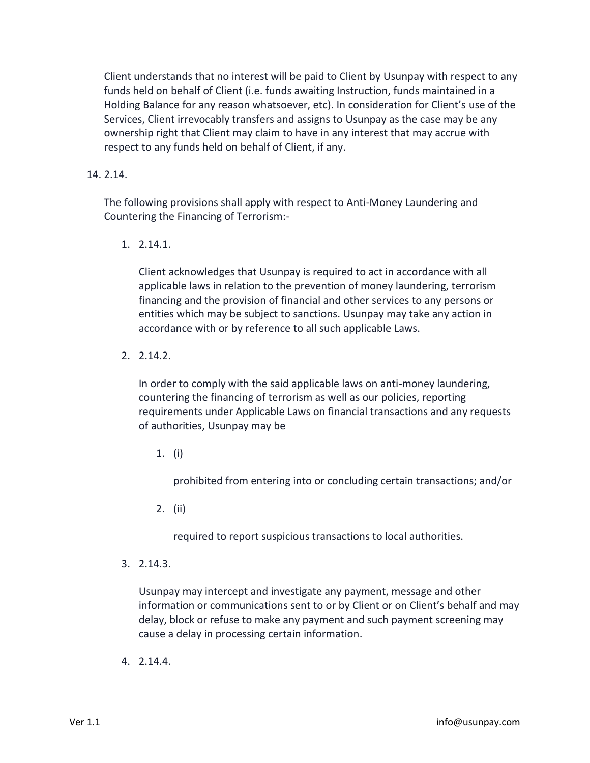Client understands that no interest will be paid to Client by Usunpay with respect to any funds held on behalf of Client (i.e. funds awaiting Instruction, funds maintained in a Holding Balance for any reason whatsoever, etc). In consideration for Client's use of the Services, Client irrevocably transfers and assigns to Usunpay as the case may be any ownership right that Client may claim to have in any interest that may accrue with respect to any funds held on behalf of Client, if any.

14. 2.14.

    The following provisions shall apply with respect to Anti-Money Laundering and Countering the Financing of Terrorism:-

    1. 2.14.1.

       Client acknowledges that Usunpay is required to act in accordance with all applicable laws in relation to the prevention of money laundering, terrorism financing and the provision of financial and other services to any persons or entities which may be subject to sanctions. Usunpay may take any action in accordance with or by reference to all such applicable Laws.

    2. 2.14.2.

       In order to comply with the said applicable laws on anti-money laundering, countering the financing of terrorism as well as our policies, reporting requirements under Applicable Laws on financial transactions and any requests of authorities, Usunpay may be

       1. (i)

          prohibited from entering into or concluding certain transactions; and/or

       2. (ii)

          required to report suspicious transactions to local authorities.

    3. 2.14.3.

       Usunpay may intercept and investigate any payment, message and other information or communications sent to or by Client or on Client's behalf and may delay, block or refuse to make any payment and such payment screening may cause a delay in processing certain information.

    4. 2.14.4.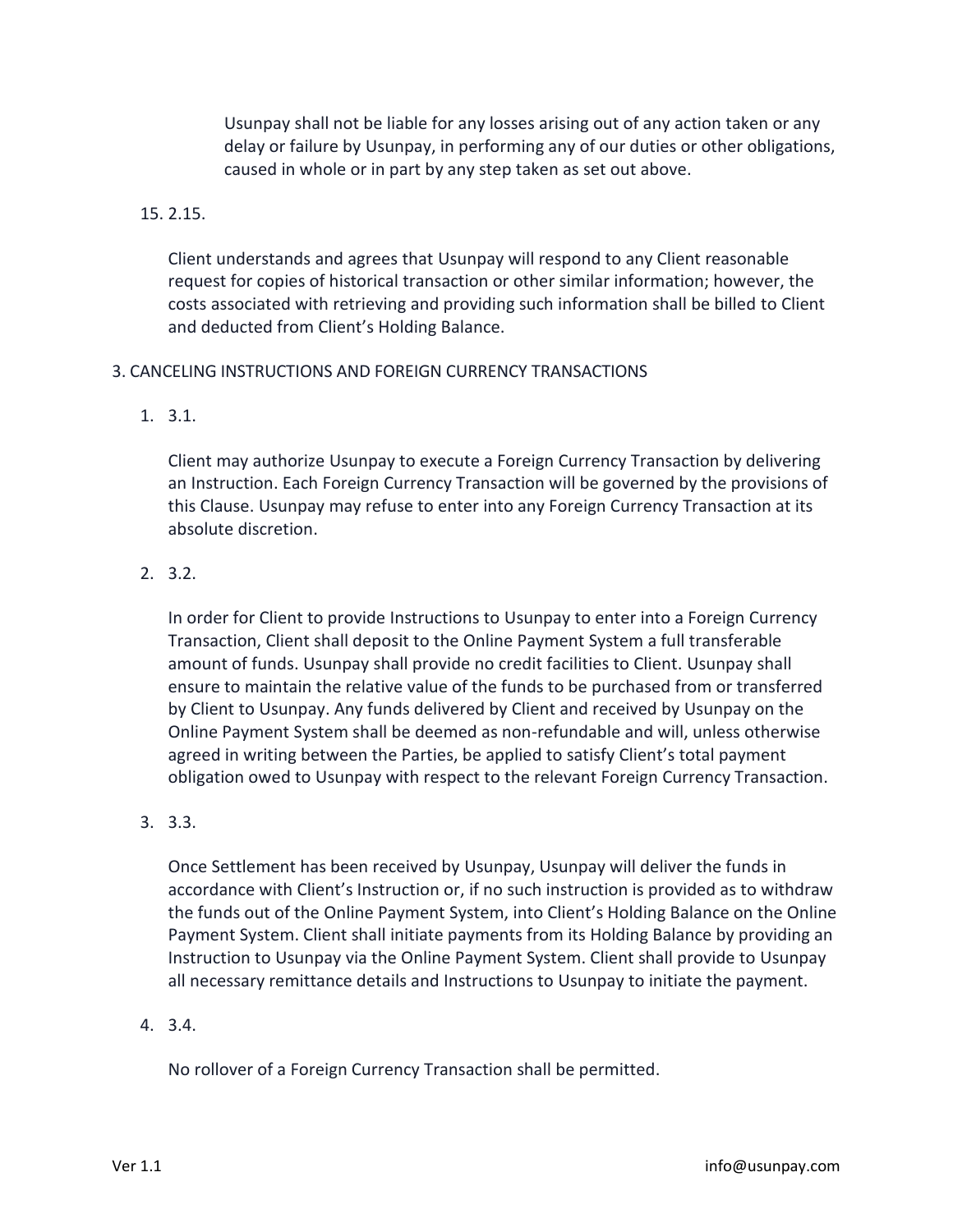Usunpay shall not be liable for any losses arising out of any action taken or any delay or failure by Usunpay, in performing any of our duties or other obligations, caused in whole or in part by any step taken as set out above.

15. 2.15.

    Client understands and agrees that Usunpay will respond to any Client reasonable request for copies of historical transaction or other similar information; however, the costs associated with retrieving and providing such information shall be billed to Client and deducted from Client's Holding Balance.

3. CANCELING INSTRUCTIONS AND FOREIGN CURRENCY TRANSACTIONS

1. 3.1.

   Client may authorize Usunpay to execute a Foreign Currency Transaction by delivering an Instruction. Each Foreign Currency Transaction will be governed by the provisions of this Clause. Usunpay may refuse to enter into any Foreign Currency Transaction at its absolute discretion.

2. 3.2.

   In order for Client to provide Instructions to Usunpay to enter into a Foreign Currency Transaction, Client shall deposit to the Online Payment System a full transferable amount of funds. Usunpay shall provide no credit facilities to Client. Usunpay shall ensure to maintain the relative value of the funds to be purchased from or transferred by Client to Usunpay. Any funds delivered by Client and received by Usunpay on the Online Payment System shall be deemed as non-refundable and will, unless otherwise agreed in writing between the Parties, be applied to satisfy Client's total payment obligation owed to Usunpay with respect to the relevant Foreign Currency Transaction.

3. 3.3.

   Once Settlement has been received by Usunpay, Usunpay will deliver the funds in accordance with Client's Instruction or, if no such instruction is provided as to withdraw the funds out of the Online Payment System, into Client's Holding Balance on the Online Payment System. Client shall initiate payments from its Holding Balance by providing an Instruction to Usunpay via the Online Payment System. Client shall provide to Usunpay all necessary remittance details and Instructions to Usunpay to initiate the payment.

4. 3.4.

   No rollover of a Foreign Currency Transaction shall be permitted.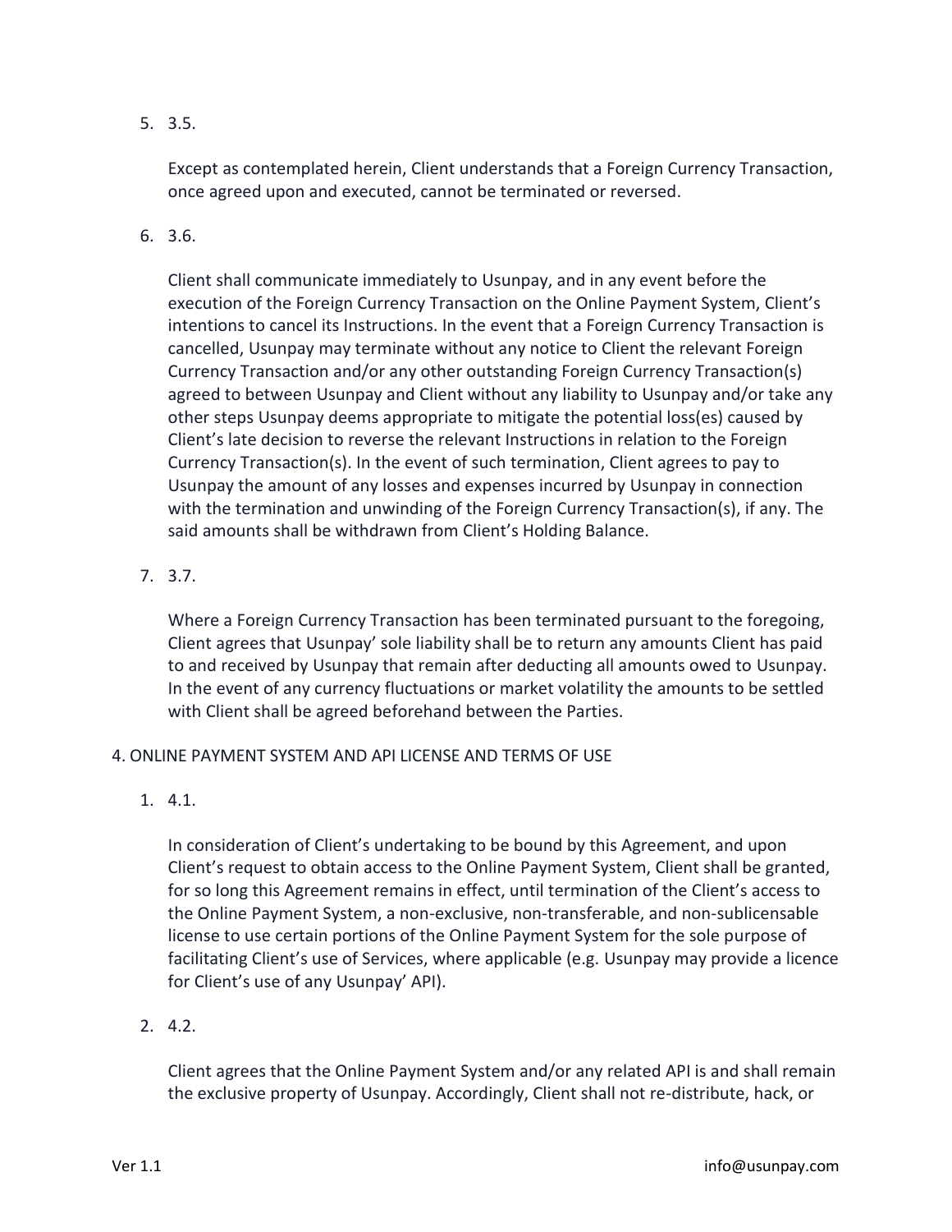5. 3.5.

   Except as contemplated herein, Client understands that a Foreign Currency Transaction, once agreed upon and executed, cannot be terminated or reversed.

6. 3.6.

   Client shall communicate immediately to Usunpay, and in any event before the execution of the Foreign Currency Transaction on the Online Payment System, Client's intentions to cancel its Instructions. In the event that a Foreign Currency Transaction is cancelled, Usunpay may terminate without any notice to Client the relevant Foreign Currency Transaction and/or any other outstanding Foreign Currency Transaction(s) agreed to between Usunpay and Client without any liability to Usunpay and/or take any other steps Usunpay deems appropriate to mitigate the potential loss(es) caused by Client's late decision to reverse the relevant Instructions in relation to the Foreign Currency Transaction(s). In the event of such termination, Client agrees to pay to Usunpay the amount of any losses and expenses incurred by Usunpay in connection with the termination and unwinding of the Foreign Currency Transaction(s), if any. The said amounts shall be withdrawn from Client's Holding Balance.

7. 3.7.

   Where a Foreign Currency Transaction has been terminated pursuant to the foregoing, Client agrees that Usunpay' sole liability shall be to return any amounts Client has paid to and received by Usunpay that remain after deducting all amounts owed to Usunpay. In the event of any currency fluctuations or market volatility the amounts to be settled with Client shall be agreed beforehand between the Parties.

4. ONLINE PAYMENT SYSTEM AND API LICENSE AND TERMS OF USE

1. 4.1.

   In consideration of Client's undertaking to be bound by this Agreement, and upon Client's request to obtain access to the Online Payment System, Client shall be granted, for so long this Agreement remains in effect, until termination of the Client's access to the Online Payment System, a non-exclusive, non-transferable, and non-sublicensable license to use certain portions of the Online Payment System for the sole purpose of facilitating Client's use of Services, where applicable (e.g. Usunpay may provide a licence for Client's use of any Usunpay' API).

2. 4.2.

   Client agrees that the Online Payment System and/or any related API is and shall remain the exclusive property of Usunpay. Accordingly, Client shall not re-distribute, hack, or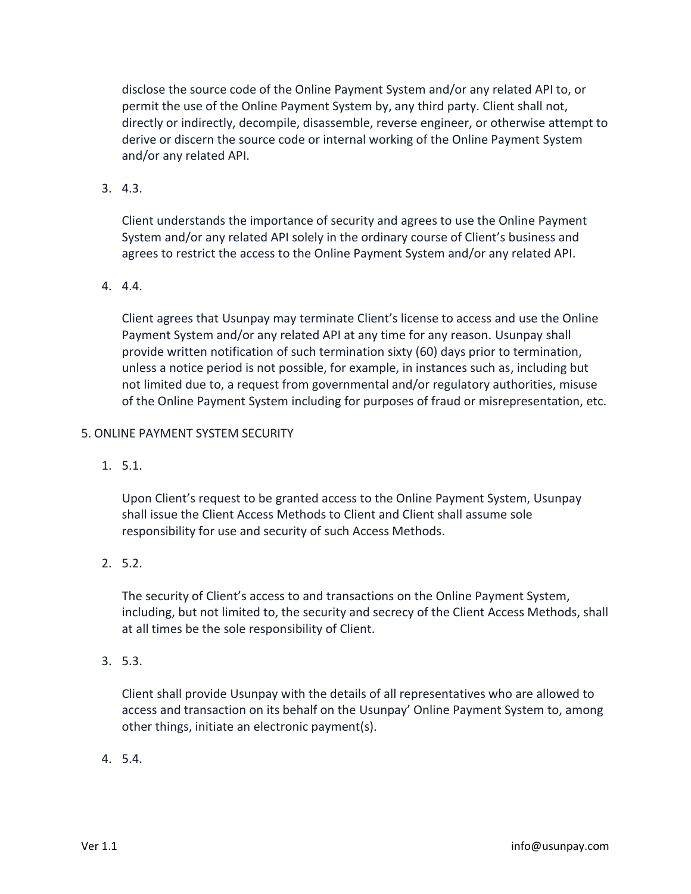disclose the source code of the Online Payment System and/or any related API to, or permit the use of the Online Payment System by, any third party. Client shall not, directly or indirectly, decompile, disassemble, reverse engineer, or otherwise attempt to derive or discern the source code or internal working of the Online Payment System and/or any related API.

3. 4.3.

   Client understands the importance of security and agrees to use the Online Payment System and/or any related API solely in the ordinary course of Client's business and agrees to restrict the access to the Online Payment System and/or any related API.

4. 4.4.

   Client agrees that Usunpay may terminate Client's license to access and use the Online Payment System and/or any related API at any time for any reason. Usunpay shall provide written notification of such termination sixty (60) days prior to termination, unless a notice period is not possible, for example, in instances such as, including but not limited due to, a request from governmental and/or regulatory authorities, misuse of the Online Payment System including for purposes of fraud or misrepresentation, etc.

5. ONLINE PAYMENT SYSTEM SECURITY

1. 5.1.

   Upon Client's request to be granted access to the Online Payment System, Usunpay shall issue the Client Access Methods to Client and Client shall assume sole responsibility for use and security of such Access Methods.

2. 5.2.

   The security of Client's access to and transactions on the Online Payment System, including, but not limited to, the security and secrecy of the Client Access Methods, shall at all times be the sole responsibility of Client.

3. 5.3.

   Client shall provide Usunpay with the details of all representatives who are allowed to access and transaction on its behalf on the Usunpay' Online Payment System to, among other things, initiate an electronic payment(s).

4. 5.4.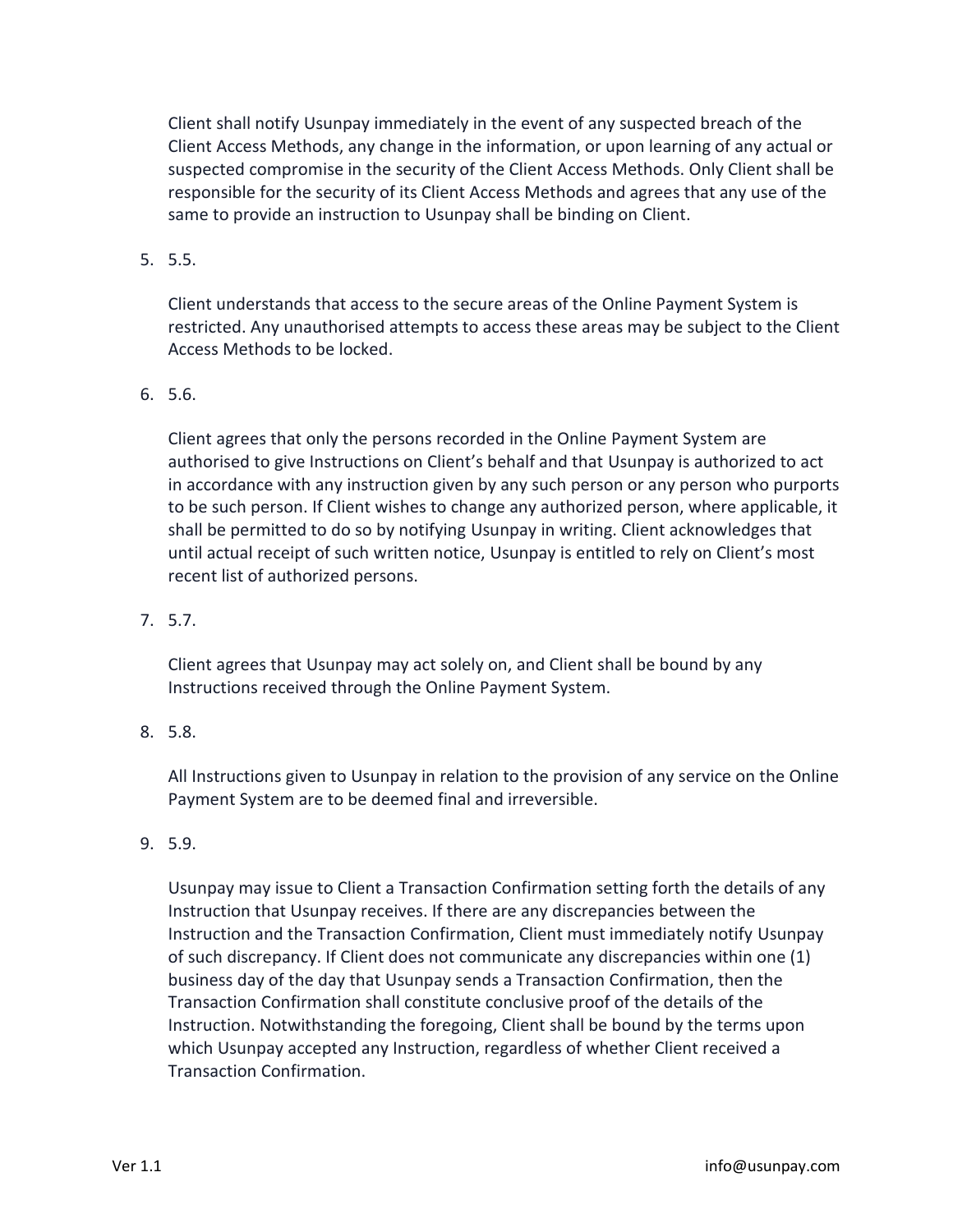Client shall notify Usunpay immediately in the event of any suspected breach of the Client Access Methods, any change in the information, or upon learning of any actual or suspected compromise in the security of the Client Access Methods. Only Client shall be responsible for the security of its Client Access Methods and agrees that any use of the same to provide an instruction to Usunpay shall be binding on Client.

5. 5.5.

   Client understands that access to the secure areas of the Online Payment System is restricted. Any unauthorised attempts to access these areas may be subject to the Client Access Methods to be locked.

6. 5.6.

   Client agrees that only the persons recorded in the Online Payment System are authorised to give Instructions on Client's behalf and that Usunpay is authorized to act in accordance with any instruction given by any such person or any person who purports to be such person. If Client wishes to change any authorized person, where applicable, it shall be permitted to do so by notifying Usunpay in writing. Client acknowledges that until actual receipt of such written notice, Usunpay is entitled to rely on Client's most recent list of authorized persons.

7. 5.7.

   Client agrees that Usunpay may act solely on, and Client shall be bound by any Instructions received through the Online Payment System.

8. 5.8.

   All Instructions given to Usunpay in relation to the provision of any service on the Online Payment System are to be deemed final and irreversible.

9. 5.9.

   Usunpay may issue to Client a Transaction Confirmation setting forth the details of any Instruction that Usunpay receives. If there are any discrepancies between the Instruction and the Transaction Confirmation, Client must immediately notify Usunpay of such discrepancy. If Client does not communicate any discrepancies within one (1) business day of the day that Usunpay sends a Transaction Confirmation, then the Transaction Confirmation shall constitute conclusive proof of the details of the Instruction. Notwithstanding the foregoing, Client shall be bound by the terms upon which Usunpay accepted any Instruction, regardless of whether Client received a Transaction Confirmation.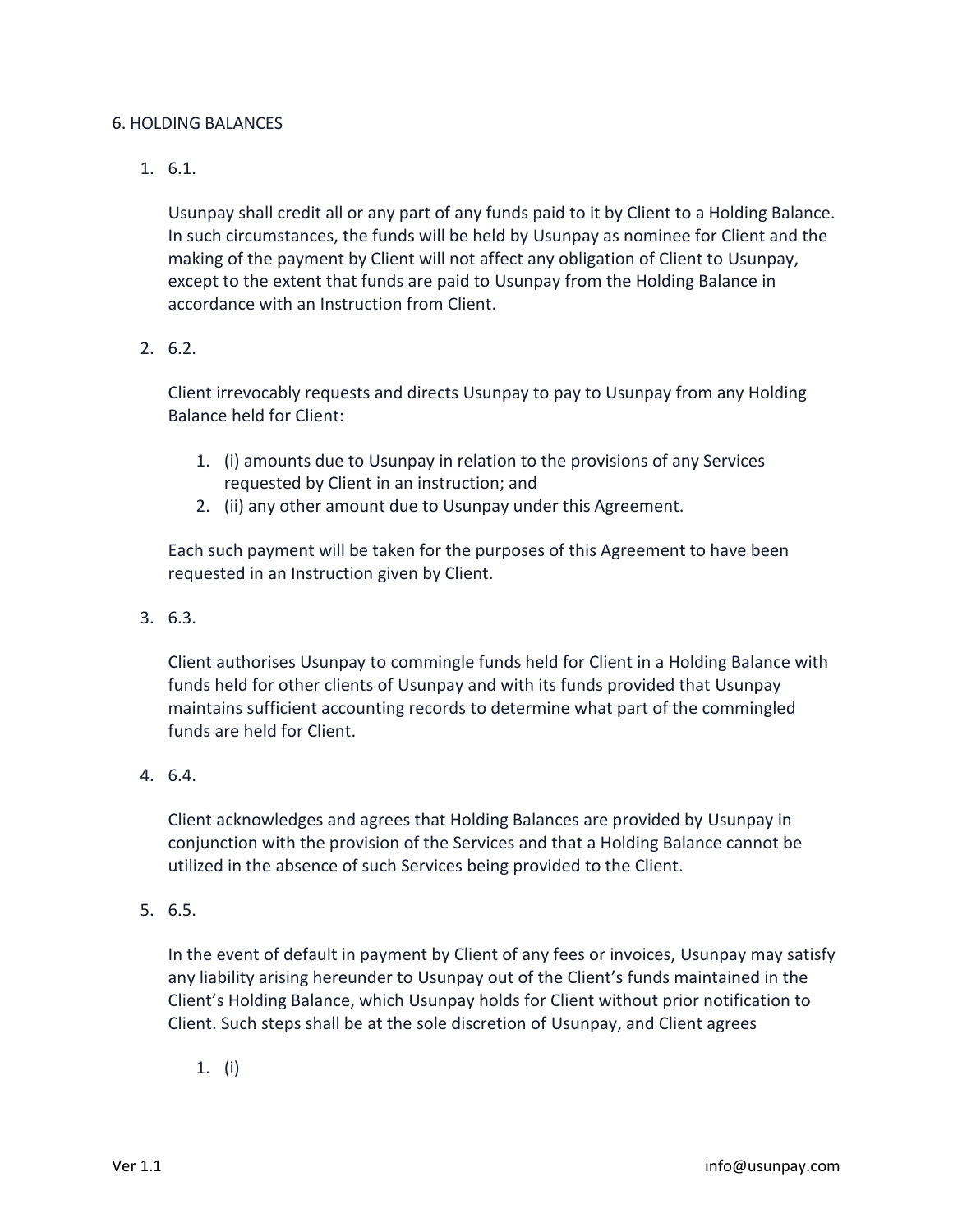6. HOLDING BALANCES

1. 6.1.

   Usunpay shall credit all or any part of any funds paid to it by Client to a Holding Balance. In such circumstances, the funds will be held by Usunpay as nominee for Client and the making of the payment by Client will not affect any obligation of Client to Usunpay, except to the extent that funds are paid to Usunpay from the Holding Balance in accordance with an Instruction from Client.

2. 6.2.

   Client irrevocably requests and directs Usunpay to pay to Usunpay from any Holding Balance held for Client:

   1. (i) amounts due to Usunpay in relation to the provisions of any Services requested by Client in an instruction; and
   2. (ii) any other amount due to Usunpay under this Agreement.

   Each such payment will be taken for the purposes of this Agreement to have been requested in an Instruction given by Client.

3. 6.3.

   Client authorises Usunpay to commingle funds held for Client in a Holding Balance with funds held for other clients of Usunpay and with its funds provided that Usunpay maintains sufficient accounting records to determine what part of the commingled funds are held for Client.

4. 6.4.

   Client acknowledges and agrees that Holding Balances are provided by Usunpay in conjunction with the provision of the Services and that a Holding Balance cannot be utilized in the absence of such Services being provided to the Client.

5. 6.5.

   In the event of default in payment by Client of any fees or invoices, Usunpay may satisfy any liability arising hereunder to Usunpay out of the Client's funds maintained in the Client's Holding Balance, which Usunpay holds for Client without prior notification to Client. Such steps shall be at the sole discretion of Usunpay, and Client agrees

   1. (i)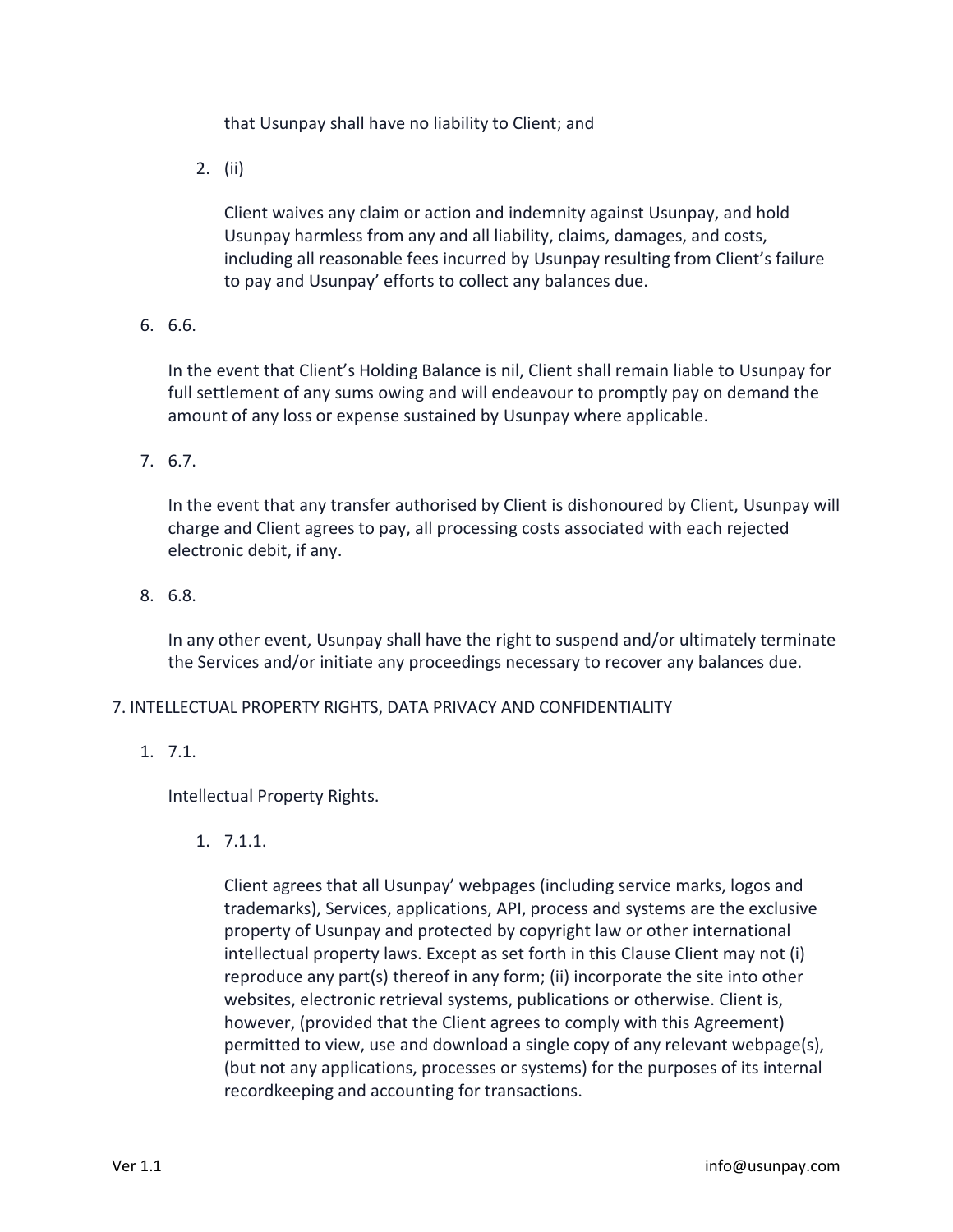that Usunpay shall have no liability to Client; and

2. (ii)

   Client waives any claim or action and indemnity against Usunpay, and hold Usunpay harmless from any and all liability, claims, damages, and costs, including all reasonable fees incurred by Usunpay resulting from Client's failure to pay and Usunpay' efforts to collect any balances due.

6. 6.6.

   In the event that Client's Holding Balance is nil, Client shall remain liable to Usunpay for full settlement of any sums owing and will endeavour to promptly pay on demand the amount of any loss or expense sustained by Usunpay where applicable.

7. 6.7.

   In the event that any transfer authorised by Client is dishonoured by Client, Usunpay will charge and Client agrees to pay, all processing costs associated with each rejected electronic debit, if any.

8. 6.8.

   In any other event, Usunpay shall have the right to suspend and/or ultimately terminate the Services and/or initiate any proceedings necessary to recover any balances due.

7. INTELLECTUAL PROPERTY RIGHTS, DATA PRIVACY AND CONFIDENTIALITY

1. 7.1.

   Intellectual Property Rights.

   1. 7.1.1.

      Client agrees that all Usunpay' webpages (including service marks, logos and trademarks), Services, applications, API, process and systems are the exclusive property of Usunpay and protected by copyright law or other international intellectual property laws. Except as set forth in this Clause Client may not (i) reproduce any part(s) thereof in any form; (ii) incorporate the site into other websites, electronic retrieval systems, publications or otherwise. Client is, however, (provided that the Client agrees to comply with this Agreement) permitted to view, use and download a single copy of any relevant webpage(s), (but not any applications, processes or systems) for the purposes of its internal recordkeeping and accounting for transactions.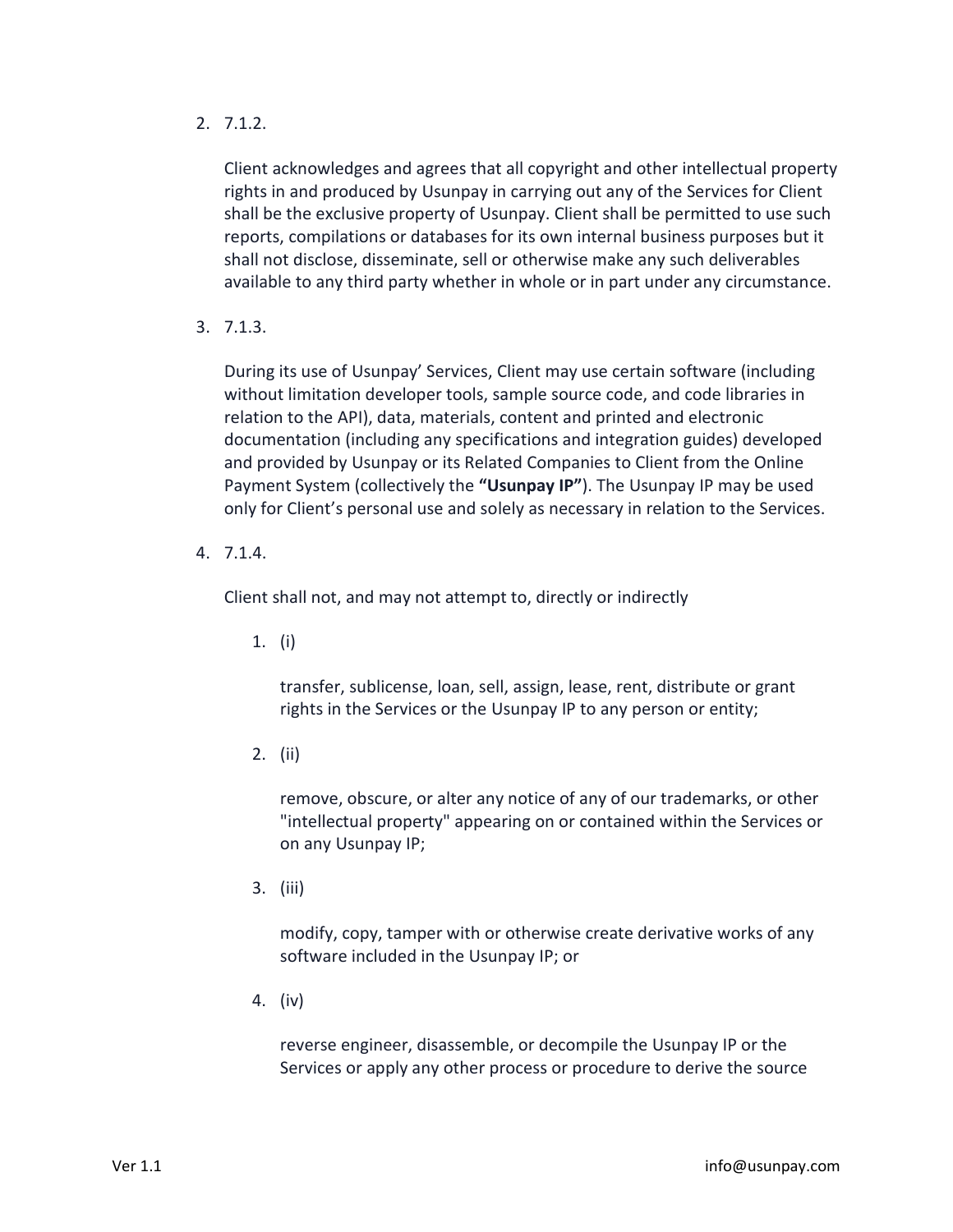2. 7.1.2.

   Client acknowledges and agrees that all copyright and other intellectual property rights in and produced by Usunpay in carrying out any of the Services for Client shall be the exclusive property of Usunpay. Client shall be permitted to use such reports, compilations or databases for its own internal business purposes but it shall not disclose, disseminate, sell or otherwise make any such deliverables available to any third party whether in whole or in part under any circumstance.

3. 7.1.3.

   During its use of Usunpay' Services, Client may use certain software (including without limitation developer tools, sample source code, and code libraries in relation to the API), data, materials, content and printed and electronic documentation (including any specifications and integration guides) developed and provided by Usunpay or its Related Companies to Client from the Online Payment System (collectively the **"Usunpay IP"**). The Usunpay IP may be used only for Client's personal use and solely as necessary in relation to the Services.

4. 7.1.4.

   Client shall not, and may not attempt to, directly or indirectly

   1. (i)

      transfer, sublicense, loan, sell, assign, lease, rent, distribute or grant rights in the Services or the Usunpay IP to any person or entity;

   2. (ii)

      remove, obscure, or alter any notice of any of our trademarks, or other "intellectual property" appearing on or contained within the Services or on any Usunpay IP;

   3. (iii)

      modify, copy, tamper with or otherwise create derivative works of any software included in the Usunpay IP; or

   4. (iv)

      reverse engineer, disassemble, or decompile the Usunpay IP or the Services or apply any other process or procedure to derive the source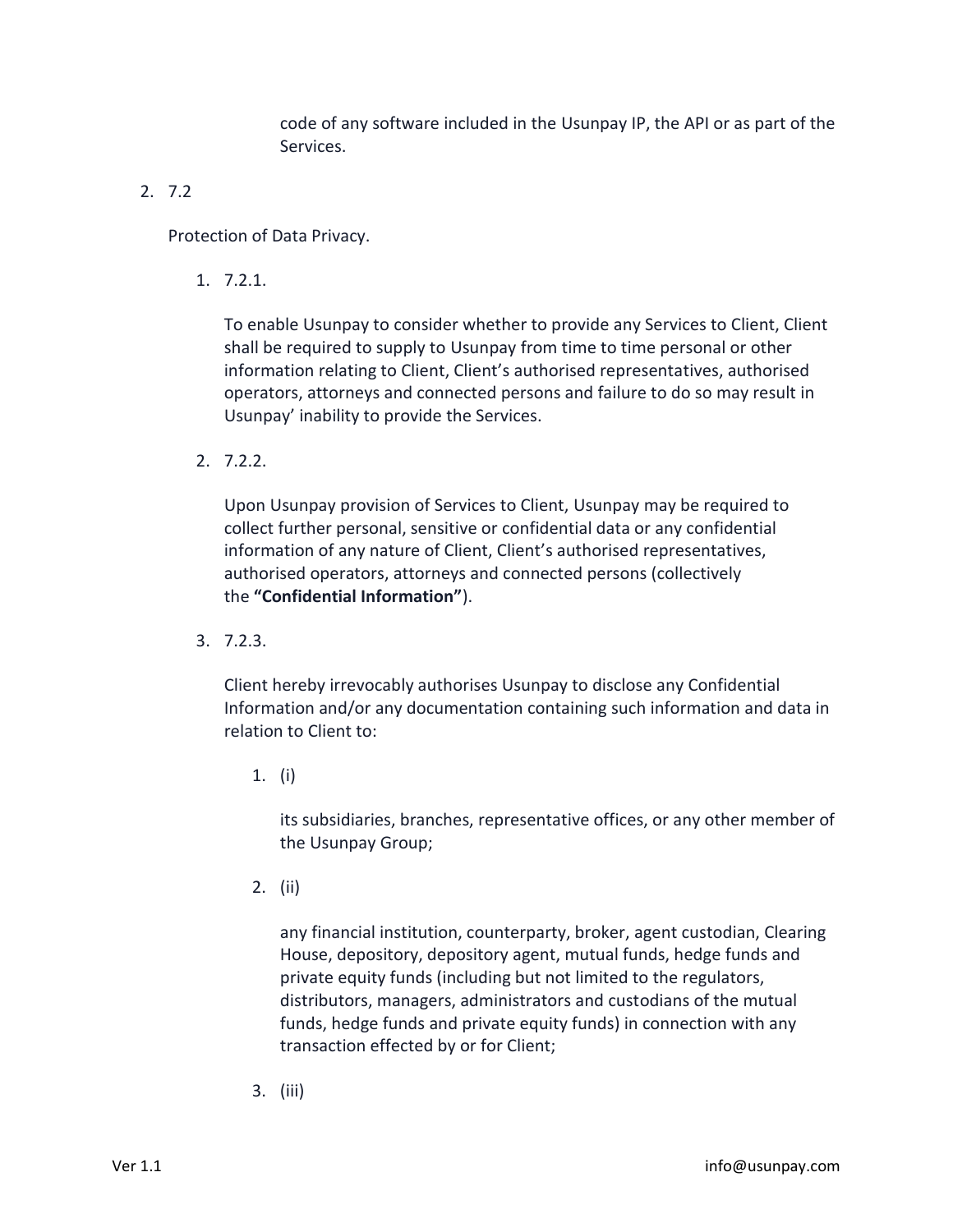code of any software included in the Usunpay IP, the API or as part of the Services.

2. 7.2

   Protection of Data Privacy.

   1. 7.2.1.

      To enable Usunpay to consider whether to provide any Services to Client, Client shall be required to supply to Usunpay from time to time personal or other information relating to Client, Client's authorised representatives, authorised operators, attorneys and connected persons and failure to do so may result in Usunpay' inability to provide the Services.

   2. 7.2.2.

      Upon Usunpay provision of Services to Client, Usunpay may be required to collect further personal, sensitive or confidential data or any confidential information of any nature of Client, Client's authorised representatives, authorised operators, attorneys and connected persons (collectively the **"Confidential Information"**).

   3. 7.2.3.

      Client hereby irrevocably authorises Usunpay to disclose any Confidential Information and/or any documentation containing such information and data in relation to Client to:

      1. (i)

         its subsidiaries, branches, representative offices, or any other member of the Usunpay Group;

      2. (ii)

         any financial institution, counterparty, broker, agent custodian, Clearing House, depository, depository agent, mutual funds, hedge funds and private equity funds (including but not limited to the regulators, distributors, managers, administrators and custodians of the mutual funds, hedge funds and private equity funds) in connection with any transaction effected by or for Client;

      3. (iii)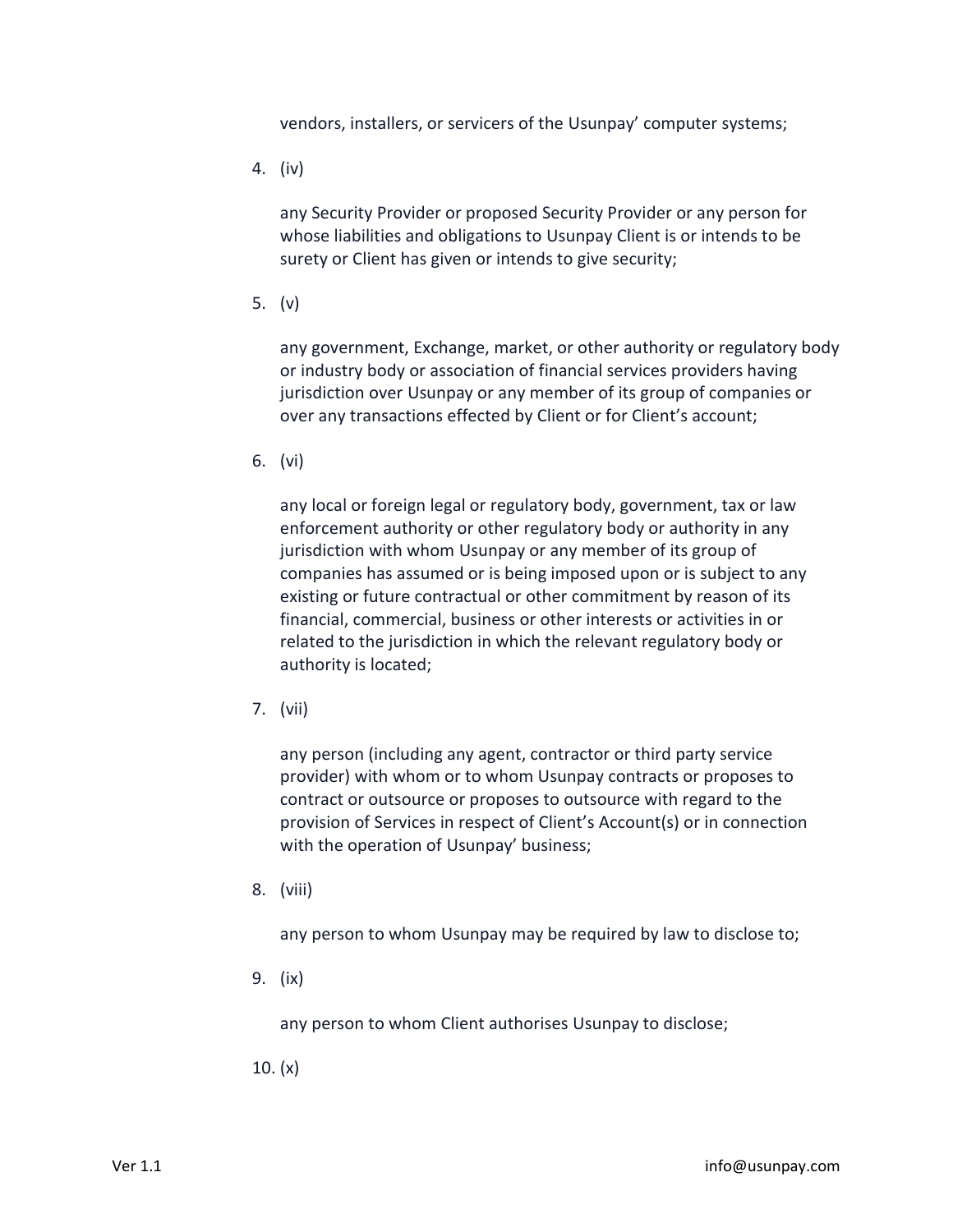vendors, installers, or servicers of the Usunpay' computer systems;

4. (iv)

   any Security Provider or proposed Security Provider or any person for whose liabilities and obligations to Usunpay Client is or intends to be surety or Client has given or intends to give security;

5. (v)

   any government, Exchange, market, or other authority or regulatory body or industry body or association of financial services providers having jurisdiction over Usunpay or any member of its group of companies or over any transactions effected by Client or for Client's account;

6. (vi)

   any local or foreign legal or regulatory body, government, tax or law enforcement authority or other regulatory body or authority in any jurisdiction with whom Usunpay or any member of its group of companies has assumed or is being imposed upon or is subject to any existing or future contractual or other commitment by reason of its financial, commercial, business or other interests or activities in or related to the jurisdiction in which the relevant regulatory body or authority is located;

7. (vii)

   any person (including any agent, contractor or third party service provider) with whom or to whom Usunpay contracts or proposes to contract or outsource or proposes to outsource with regard to the provision of Services in respect of Client's Account(s) or in connection with the operation of Usunpay' business;

8. (viii)

   any person to whom Usunpay may be required by law to disclose to;

9. (ix)

   any person to whom Client authorises Usunpay to disclose;

10. (x)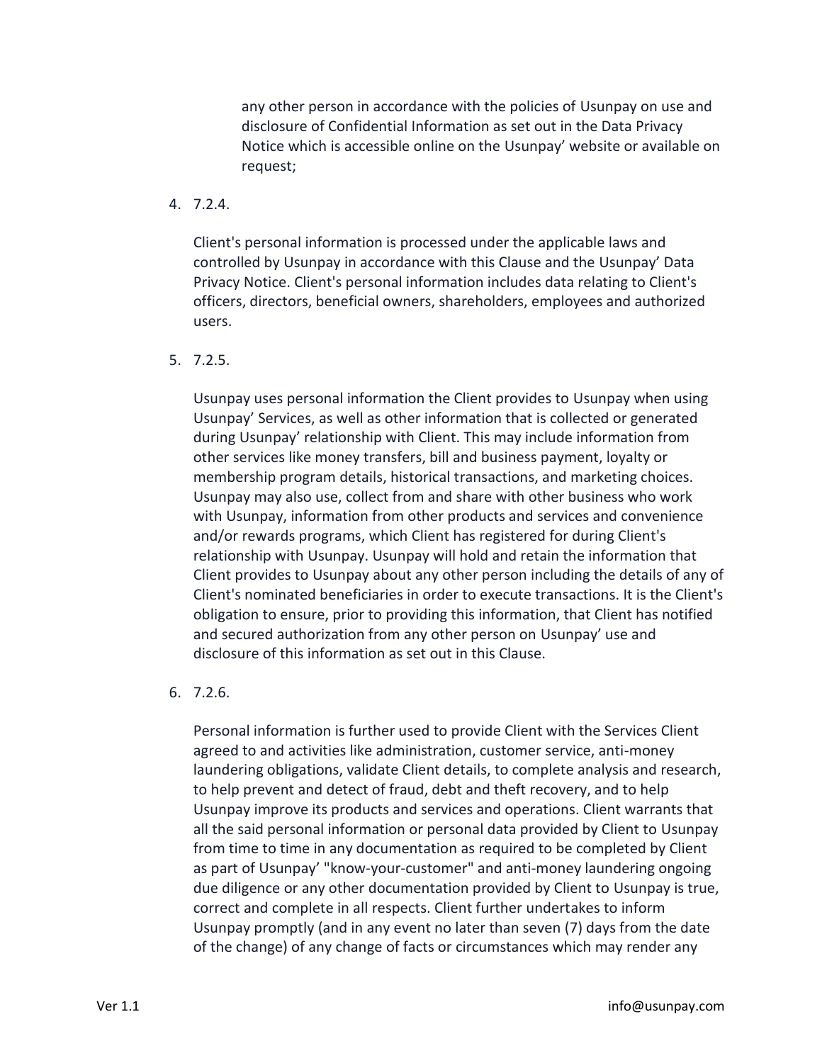any other person in accordance with the policies of Usunpay on use and disclosure of Confidential Information as set out in the Data Privacy Notice which is accessible online on the Usunpay' website or available on request;

4. 7.2.4.

   Client's personal information is processed under the applicable laws and controlled by Usunpay in accordance with this Clause and the Usunpay' Data Privacy Notice. Client's personal information includes data relating to Client's officers, directors, beneficial owners, shareholders, employees and authorized users.

5. 7.2.5.

   Usunpay uses personal information the Client provides to Usunpay when using Usunpay' Services, as well as other information that is collected or generated during Usunpay' relationship with Client. This may include information from other services like money transfers, bill and business payment, loyalty or membership program details, historical transactions, and marketing choices. Usunpay may also use, collect from and share with other business who work with Usunpay, information from other products and services and convenience and/or rewards programs, which Client has registered for during Client's relationship with Usunpay. Usunpay will hold and retain the information that Client provides to Usunpay about any other person including the details of any of Client's nominated beneficiaries in order to execute transactions. It is the Client's obligation to ensure, prior to providing this information, that Client has notified and secured authorization from any other person on Usunpay' use and disclosure of this information as set out in this Clause.

6. 7.2.6.

   Personal information is further used to provide Client with the Services Client agreed to and activities like administration, customer service, anti-money laundering obligations, validate Client details, to complete analysis and research, to help prevent and detect of fraud, debt and theft recovery, and to help Usunpay improve its products and services and operations. Client warrants that all the said personal information or personal data provided by Client to Usunpay from time to time in any documentation as required to be completed by Client as part of Usunpay' "know-your-customer" and anti-money laundering ongoing due diligence or any other documentation provided by Client to Usunpay is true, correct and complete in all respects. Client further undertakes to inform Usunpay promptly (and in any event no later than seven (7) days from the date of the change) of any change of facts or circumstances which may render any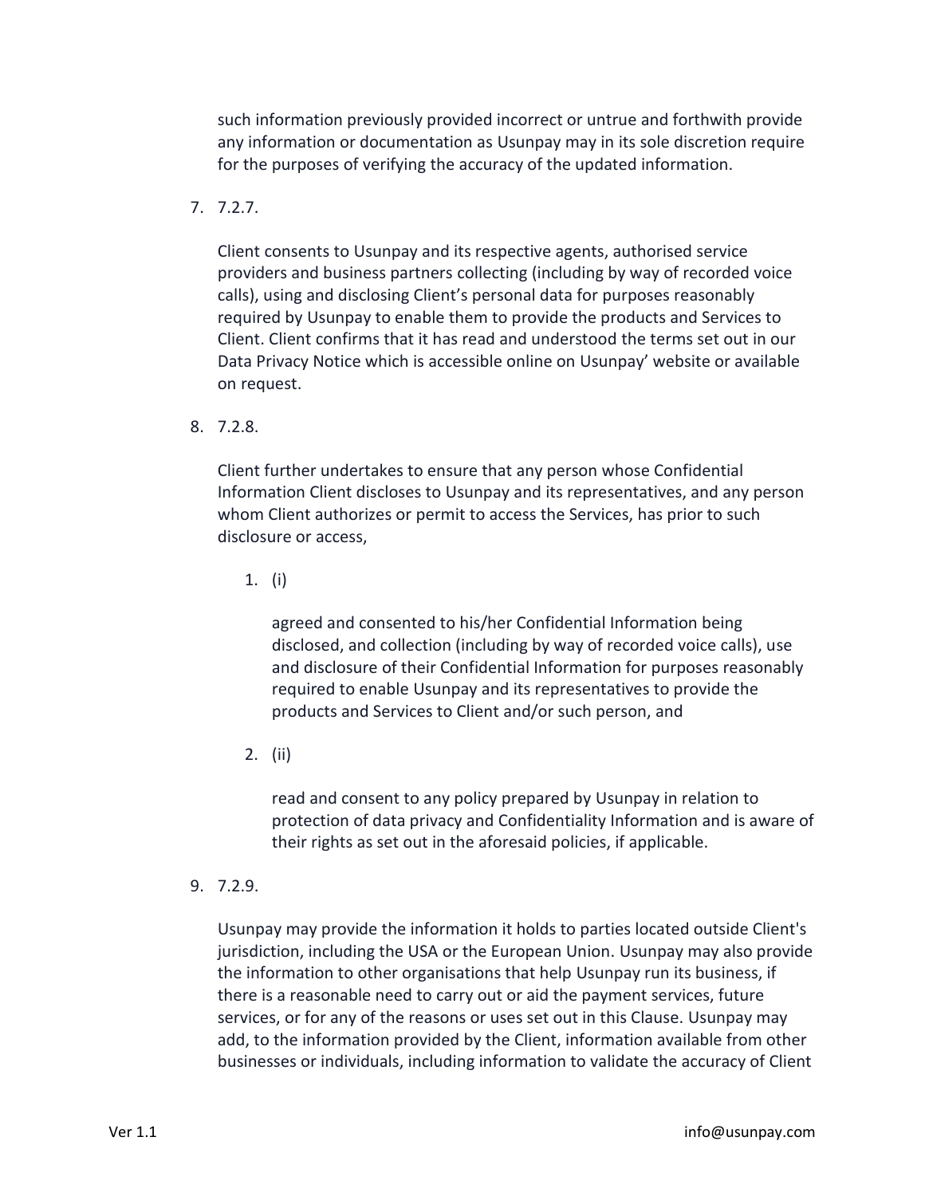such information previously provided incorrect or untrue and forthwith provide any information or documentation as Usunpay may in its sole discretion require for the purposes of verifying the accuracy of the updated information.

7. 7.2.7.

   Client consents to Usunpay and its respective agents, authorised service providers and business partners collecting (including by way of recorded voice calls), using and disclosing Client's personal data for purposes reasonably required by Usunpay to enable them to provide the products and Services to Client. Client confirms that it has read and understood the terms set out in our Data Privacy Notice which is accessible online on Usunpay' website or available on request.

8. 7.2.8.

   Client further undertakes to ensure that any person whose Confidential Information Client discloses to Usunpay and its representatives, and any person whom Client authorizes or permit to access the Services, has prior to such disclosure or access,

   1. (i)

      agreed and consented to his/her Confidential Information being disclosed, and collection (including by way of recorded voice calls), use and disclosure of their Confidential Information for purposes reasonably required to enable Usunpay and its representatives to provide the products and Services to Client and/or such person, and

   2. (ii)

      read and consent to any policy prepared by Usunpay in relation to protection of data privacy and Confidentiality Information and is aware of their rights as set out in the aforesaid policies, if applicable.

9. 7.2.9.

   Usunpay may provide the information it holds to parties located outside Client's jurisdiction, including the USA or the European Union. Usunpay may also provide the information to other organisations that help Usunpay run its business, if there is a reasonable need to carry out or aid the payment services, future services, or for any of the reasons or uses set out in this Clause. Usunpay may add, to the information provided by the Client, information available from other businesses or individuals, including information to validate the accuracy of Client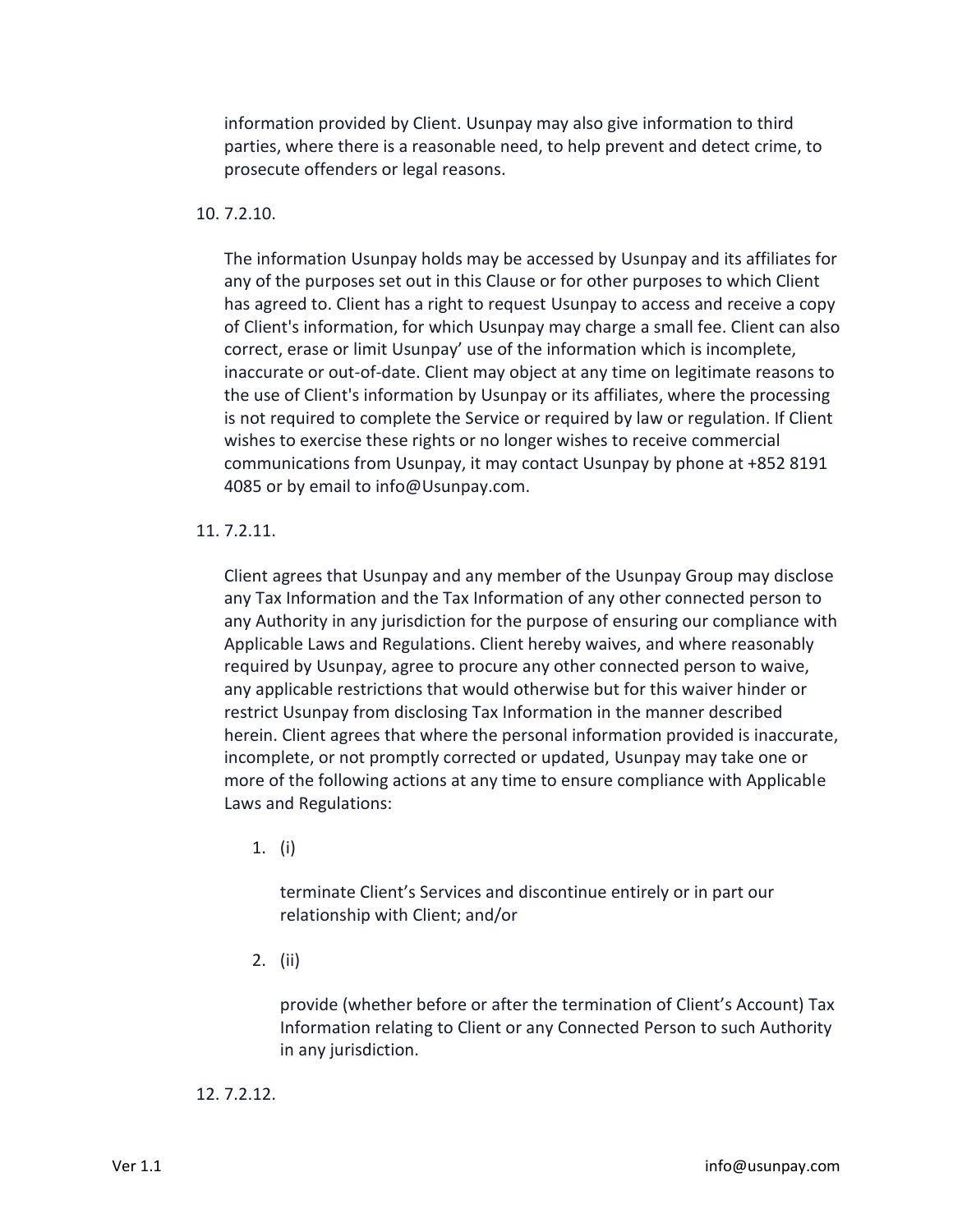information provided by Client. Usunpay may also give information to third parties, where there is a reasonable need, to help prevent and detect crime, to prosecute offenders or legal reasons.

10. 7.2.10.

    The information Usunpay holds may be accessed by Usunpay and its affiliates for any of the purposes set out in this Clause or for other purposes to which Client has agreed to. Client has a right to request Usunpay to access and receive a copy of Client's information, for which Usunpay may charge a small fee. Client can also correct, erase or limit Usunpay' use of the information which is incomplete, inaccurate or out-of-date. Client may object at any time on legitimate reasons to the use of Client's information by Usunpay or its affiliates, where the processing is not required to complete the Service or required by law or regulation. If Client wishes to exercise these rights or no longer wishes to receive commercial communications from Usunpay, it may contact Usunpay by phone at +852 8191 4085 or by email to info@Usunpay.com.

11. 7.2.11.

    Client agrees that Usunpay and any member of the Usunpay Group may disclose any Tax Information and the Tax Information of any other connected person to any Authority in any jurisdiction for the purpose of ensuring our compliance with Applicable Laws and Regulations. Client hereby waives, and where reasonably required by Usunpay, agree to procure any other connected person to waive, any applicable restrictions that would otherwise but for this waiver hinder or restrict Usunpay from disclosing Tax Information in the manner described herein. Client agrees that where the personal information provided is inaccurate, incomplete, or not promptly corrected or updated, Usunpay may take one or more of the following actions at any time to ensure compliance with Applicable Laws and Regulations:

    1. (i)

       terminate Client's Services and discontinue entirely or in part our relationship with Client; and/or

    2. (ii)

       provide (whether before or after the termination of Client's Account) Tax Information relating to Client or any Connected Person to such Authority in any jurisdiction.

12. 7.2.12.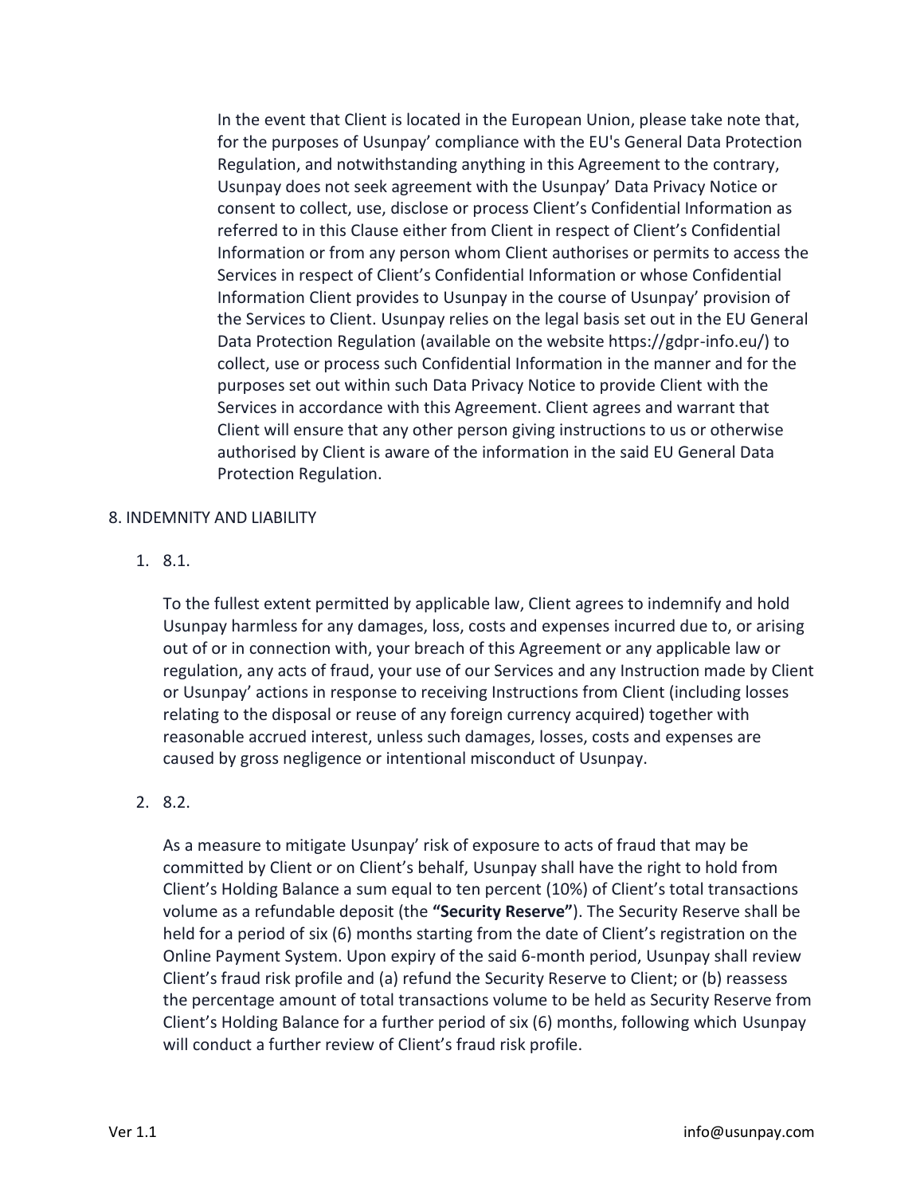In the event that Client is located in the European Union, please take note that, for the purposes of Usunpay' compliance with the EU's General Data Protection Regulation, and notwithstanding anything in this Agreement to the contrary, Usunpay does not seek agreement with the Usunpay' Data Privacy Notice or consent to collect, use, disclose or process Client's Confidential Information as referred to in this Clause either from Client in respect of Client's Confidential Information or from any person whom Client authorises or permits to access the Services in respect of Client's Confidential Information or whose Confidential Information Client provides to Usunpay in the course of Usunpay' provision of the Services to Client. Usunpay relies on the legal basis set out in the EU General Data Protection Regulation (available on the website https://gdpr-info.eu/) to collect, use or process such Confidential Information in the manner and for the purposes set out within such Data Privacy Notice to provide Client with the Services in accordance with this Agreement. Client agrees and warrant that Client will ensure that any other person giving instructions to us or otherwise authorised by Client is aware of the information in the said EU General Data Protection Regulation.

8. INDEMNITY AND LIABILITY

1. 8.1.

   To the fullest extent permitted by applicable law, Client agrees to indemnify and hold Usunpay harmless for any damages, loss, costs and expenses incurred due to, or arising out of or in connection with, your breach of this Agreement or any applicable law or regulation, any acts of fraud, your use of our Services and any Instruction made by Client or Usunpay' actions in response to receiving Instructions from Client (including losses relating to the disposal or reuse of any foreign currency acquired) together with reasonable accrued interest, unless such damages, losses, costs and expenses are caused by gross negligence or intentional misconduct of Usunpay.

2. 8.2.

   As a measure to mitigate Usunpay' risk of exposure to acts of fraud that may be committed by Client or on Client's behalf, Usunpay shall have the right to hold from Client's Holding Balance a sum equal to ten percent (10%) of Client's total transactions volume as a refundable deposit (the **"Security Reserve"**). The Security Reserve shall be held for a period of six (6) months starting from the date of Client's registration on the Online Payment System. Upon expiry of the said 6-month period, Usunpay shall review Client's fraud risk profile and (a) refund the Security Reserve to Client; or (b) reassess the percentage amount of total transactions volume to be held as Security Reserve from Client's Holding Balance for a further period of six (6) months, following which Usunpay will conduct a further review of Client's fraud risk profile.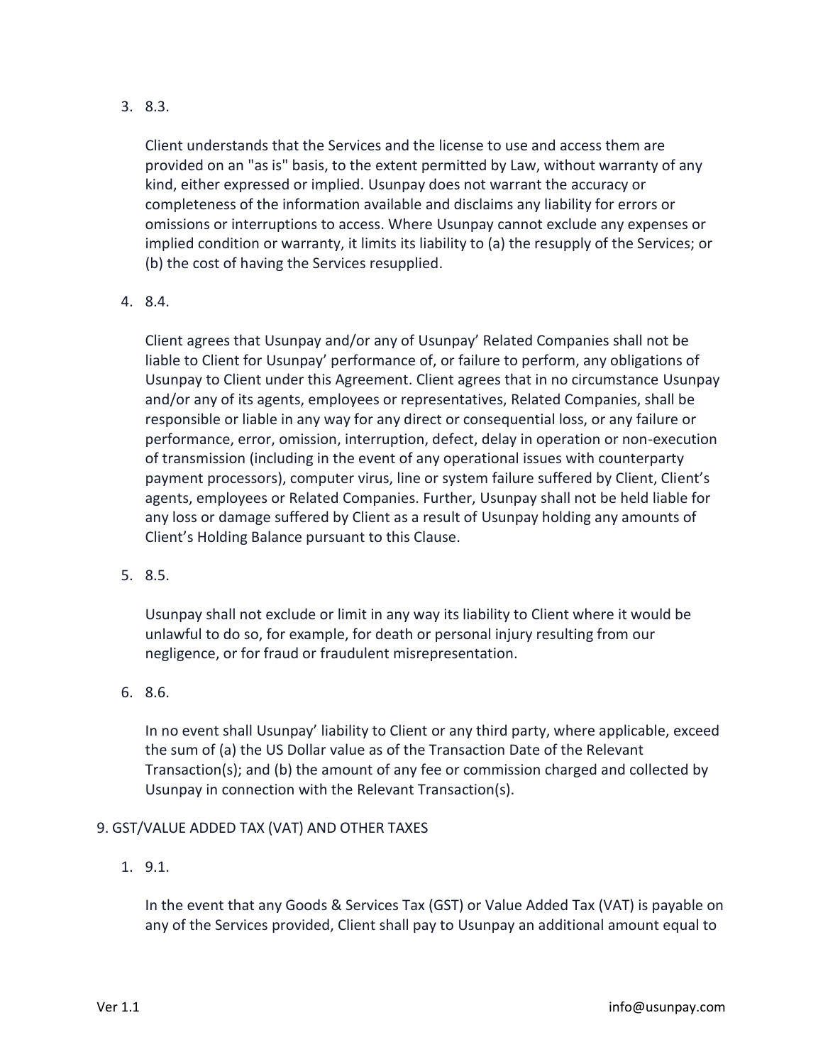3. 8.3.

   Client understands that the Services and the license to use and access them are provided on an "as is" basis, to the extent permitted by Law, without warranty of any kind, either expressed or implied. Usunpay does not warrant the accuracy or completeness of the information available and disclaims any liability for errors or omissions or interruptions to access. Where Usunpay cannot exclude any expenses or implied condition or warranty, it limits its liability to (a) the resupply of the Services; or (b) the cost of having the Services resupplied.

4. 8.4.

   Client agrees that Usunpay and/or any of Usunpay' Related Companies shall not be liable to Client for Usunpay' performance of, or failure to perform, any obligations of Usunpay to Client under this Agreement. Client agrees that in no circumstance Usunpay and/or any of its agents, employees or representatives, Related Companies, shall be responsible or liable in any way for any direct or consequential loss, or any failure or performance, error, omission, interruption, defect, delay in operation or non-execution of transmission (including in the event of any operational issues with counterparty payment processors), computer virus, line or system failure suffered by Client, Client's agents, employees or Related Companies. Further, Usunpay shall not be held liable for any loss or damage suffered by Client as a result of Usunpay holding any amounts of Client's Holding Balance pursuant to this Clause.

5. 8.5.

   Usunpay shall not exclude or limit in any way its liability to Client where it would be unlawful to do so, for example, for death or personal injury resulting from our negligence, or for fraud or fraudulent misrepresentation.

6. 8.6.

   In no event shall Usunpay' liability to Client or any third party, where applicable, exceed the sum of (a) the US Dollar value as of the Transaction Date of the Relevant Transaction(s); and (b) the amount of any fee or commission charged and collected by Usunpay in connection with the Relevant Transaction(s).

9. GST/VALUE ADDED TAX (VAT) AND OTHER TAXES

1. 9.1.

   In the event that any Goods & Services Tax (GST) or Value Added Tax (VAT) is payable on any of the Services provided, Client shall pay to Usunpay an additional amount equal to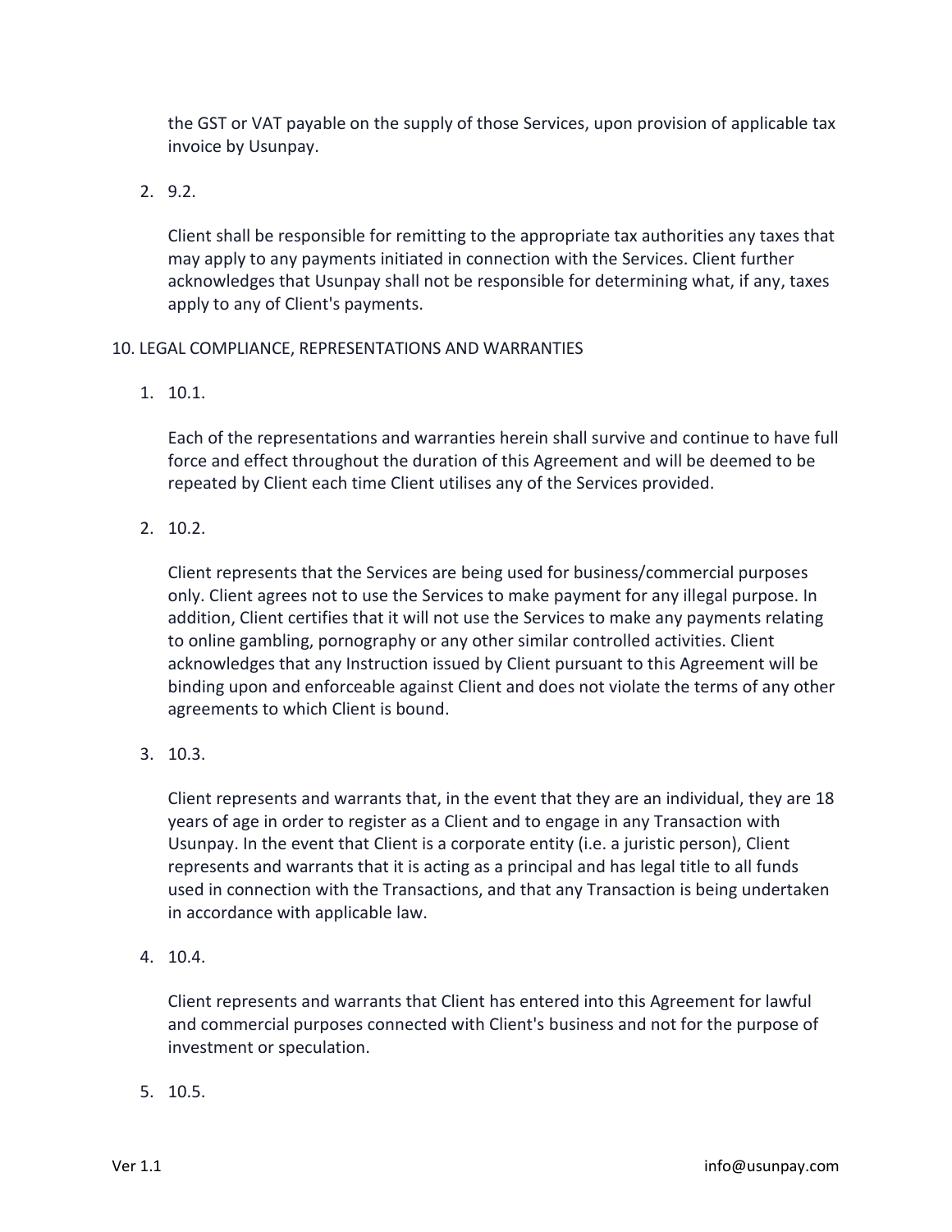the GST or VAT payable on the supply of those Services, upon provision of applicable tax invoice by Usunpay.

2. 9.2.

   Client shall be responsible for remitting to the appropriate tax authorities any taxes that may apply to any payments initiated in connection with the Services. Client further acknowledges that Usunpay shall not be responsible for determining what, if any, taxes apply to any of Client's payments.

10. LEGAL COMPLIANCE, REPRESENTATIONS AND WARRANTIES

1. 10.1.

   Each of the representations and warranties herein shall survive and continue to have full force and effect throughout the duration of this Agreement and will be deemed to be repeated by Client each time Client utilises any of the Services provided.

2. 10.2.

   Client represents that the Services are being used for business/commercial purposes only. Client agrees not to use the Services to make payment for any illegal purpose. In addition, Client certifies that it will not use the Services to make any payments relating to online gambling, pornography or any other similar controlled activities. Client acknowledges that any Instruction issued by Client pursuant to this Agreement will be binding upon and enforceable against Client and does not violate the terms of any other agreements to which Client is bound.

3. 10.3.

   Client represents and warrants that, in the event that they are an individual, they are 18 years of age in order to register as a Client and to engage in any Transaction with Usunpay. In the event that Client is a corporate entity (i.e. a juristic person), Client represents and warrants that it is acting as a principal and has legal title to all funds used in connection with the Transactions, and that any Transaction is being undertaken in accordance with applicable law.

4. 10.4.

   Client represents and warrants that Client has entered into this Agreement for lawful and commercial purposes connected with Client's business and not for the purpose of investment or speculation.

5. 10.5.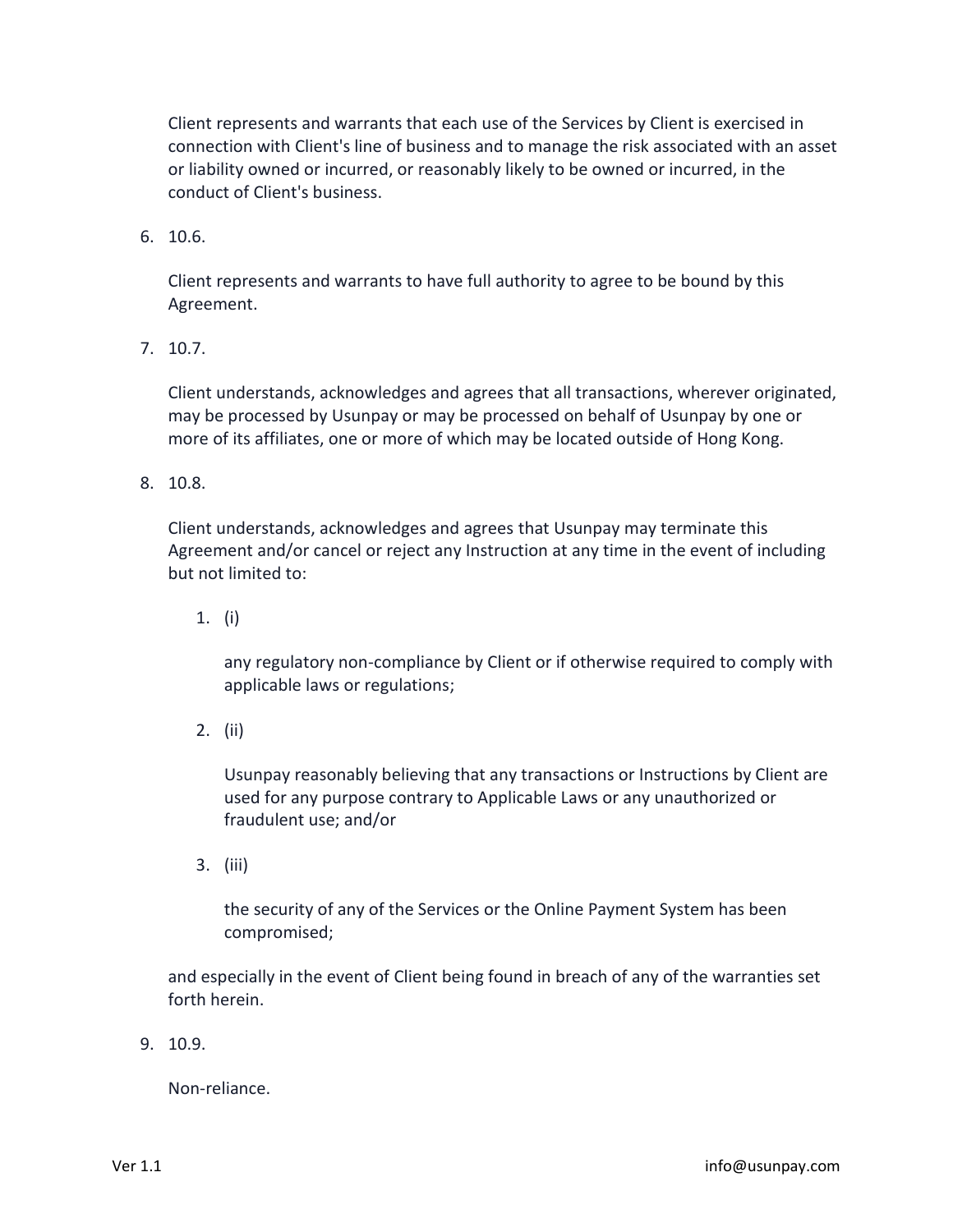Client represents and warrants that each use of the Services by Client is exercised in connection with Client's line of business and to manage the risk associated with an asset or liability owned or incurred, or reasonably likely to be owned or incurred, in the conduct of Client's business.

6. 10.6.

   Client represents and warrants to have full authority to agree to be bound by this Agreement.

7. 10.7.

   Client understands, acknowledges and agrees that all transactions, wherever originated, may be processed by Usunpay or may be processed on behalf of Usunpay by one or more of its affiliates, one or more of which may be located outside of Hong Kong.

8. 10.8.

   Client understands, acknowledges and agrees that Usunpay may terminate this Agreement and/or cancel or reject any Instruction at any time in the event of including but not limited to:

   1. (i)

      any regulatory non-compliance by Client or if otherwise required to comply with applicable laws or regulations;

   2. (ii)

      Usunpay reasonably believing that any transactions or Instructions by Client are used for any purpose contrary to Applicable Laws or any unauthorized or fraudulent use; and/or

   3. (iii)

      the security of any of the Services or the Online Payment System has been compromised;

   and especially in the event of Client being found in breach of any of the warranties set forth herein.

9. 10.9.

   Non-reliance.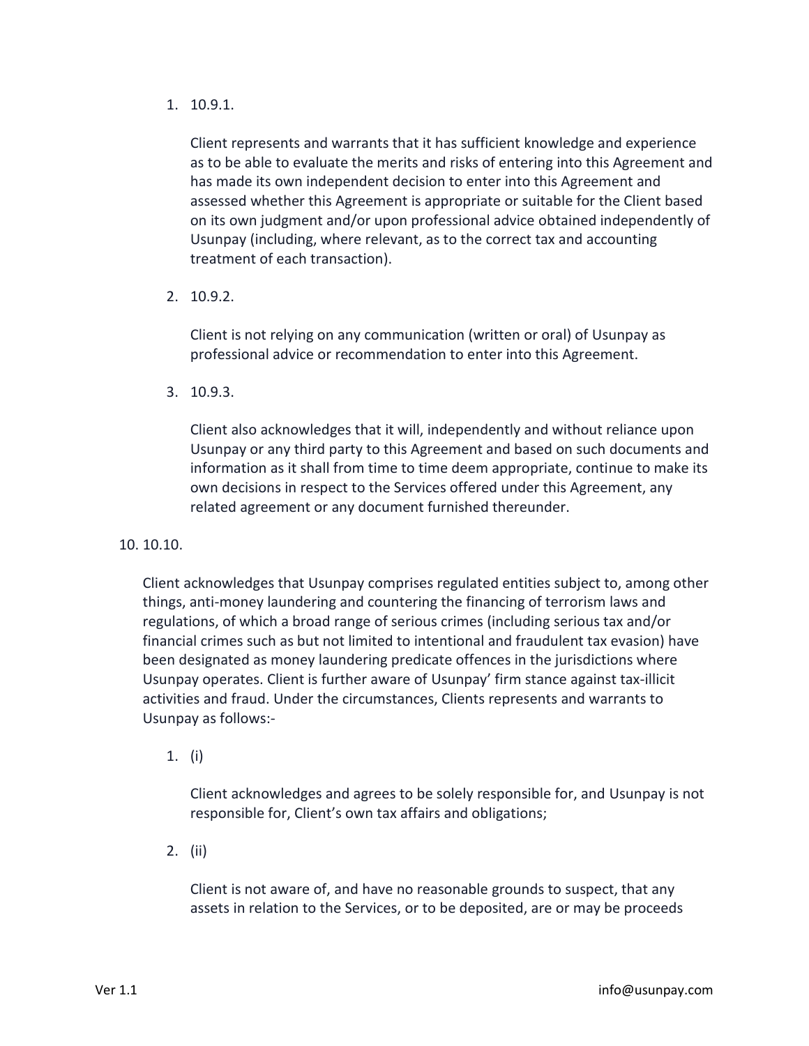1. 10.9.1.

    Client represents and warrants that it has sufficient knowledge and experience as to be able to evaluate the merits and risks of entering into this Agreement and has made its own independent decision to enter into this Agreement and assessed whether this Agreement is appropriate or suitable for the Client based on its own judgment and/or upon professional advice obtained independently of Usunpay (including, where relevant, as to the correct tax and accounting treatment of each transaction).

2. 10.9.2.

    Client is not relying on any communication (written or oral) of Usunpay as professional advice or recommendation to enter into this Agreement.

3. 10.9.3.

    Client also acknowledges that it will, independently and without reliance upon Usunpay or any third party to this Agreement and based on such documents and information as it shall from time to time deem appropriate, continue to make its own decisions in respect to the Services offered under this Agreement, any related agreement or any document furnished thereunder.

10. 10.10.

    Client acknowledges that Usunpay comprises regulated entities subject to, among other things, anti-money laundering and countering the financing of terrorism laws and regulations, of which a broad range of serious crimes (including serious tax and/or financial crimes such as but not limited to intentional and fraudulent tax evasion) have been designated as money laundering predicate offences in the jurisdictions where Usunpay operates. Client is further aware of Usunpay' firm stance against tax-illicit activities and fraud. Under the circumstances, Clients represents and warrants to Usunpay as follows:-

    1. (i)

        Client acknowledges and agrees to be solely responsible for, and Usunpay is not responsible for, Client's own tax affairs and obligations;

    2. (ii)

        Client is not aware of, and have no reasonable grounds to suspect, that any assets in relation to the Services, or to be deposited, are or may be proceeds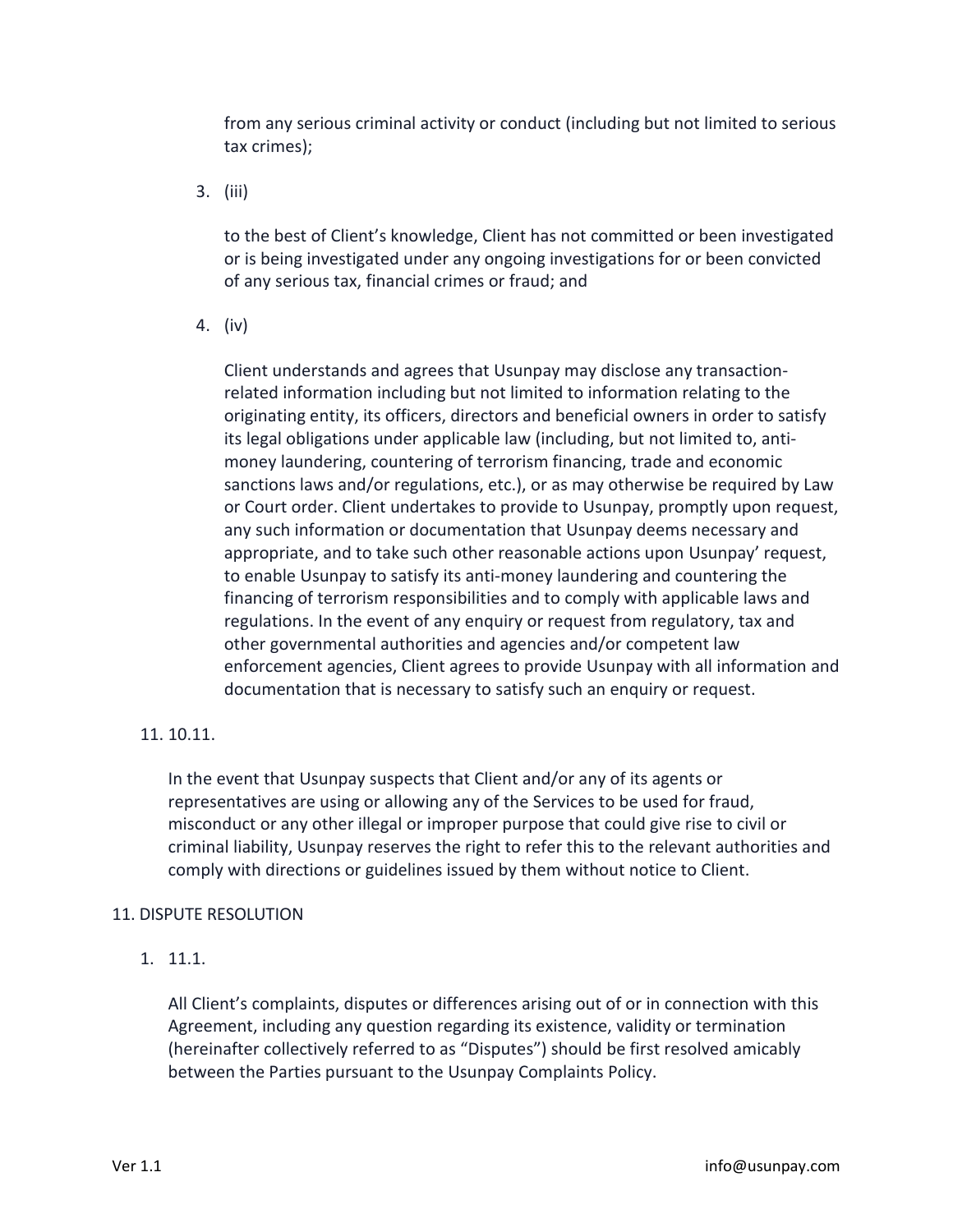from any serious criminal activity or conduct (including but not limited to serious tax crimes);

3. (iii)

   to the best of Client's knowledge, Client has not committed or been investigated or is being investigated under any ongoing investigations for or been convicted of any serious tax, financial crimes or fraud; and

4. (iv)

   Client understands and agrees that Usunpay may disclose any transaction-related information including but not limited to information relating to the originating entity, its officers, directors and beneficial owners in order to satisfy its legal obligations under applicable law (including, but not limited to, anti-money laundering, countering of terrorism financing, trade and economic sanctions laws and/or regulations, etc.), or as may otherwise be required by Law or Court order. Client undertakes to provide to Usunpay, promptly upon request, any such information or documentation that Usunpay deems necessary and appropriate, and to take such other reasonable actions upon Usunpay' request, to enable Usunpay to satisfy its anti-money laundering and countering the financing of terrorism responsibilities and to comply with applicable laws and regulations. In the event of any enquiry or request from regulatory, tax and other governmental authorities and agencies and/or competent law enforcement agencies, Client agrees to provide Usunpay with all information and documentation that is necessary to satisfy such an enquiry or request.

11. 10.11.

    In the event that Usunpay suspects that Client and/or any of its agents or representatives are using or allowing any of the Services to be used for fraud, misconduct or any other illegal or improper purpose that could give rise to civil or criminal liability, Usunpay reserves the right to refer this to the relevant authorities and comply with directions or guidelines issued by them without notice to Client.

## 11. DISPUTE RESOLUTION

1. 11.1.

   All Client's complaints, disputes or differences arising out of or in connection with this Agreement, including any question regarding its existence, validity or termination (hereinafter collectively referred to as "Disputes") should be first resolved amicably between the Parties pursuant to the Usunpay Complaints Policy.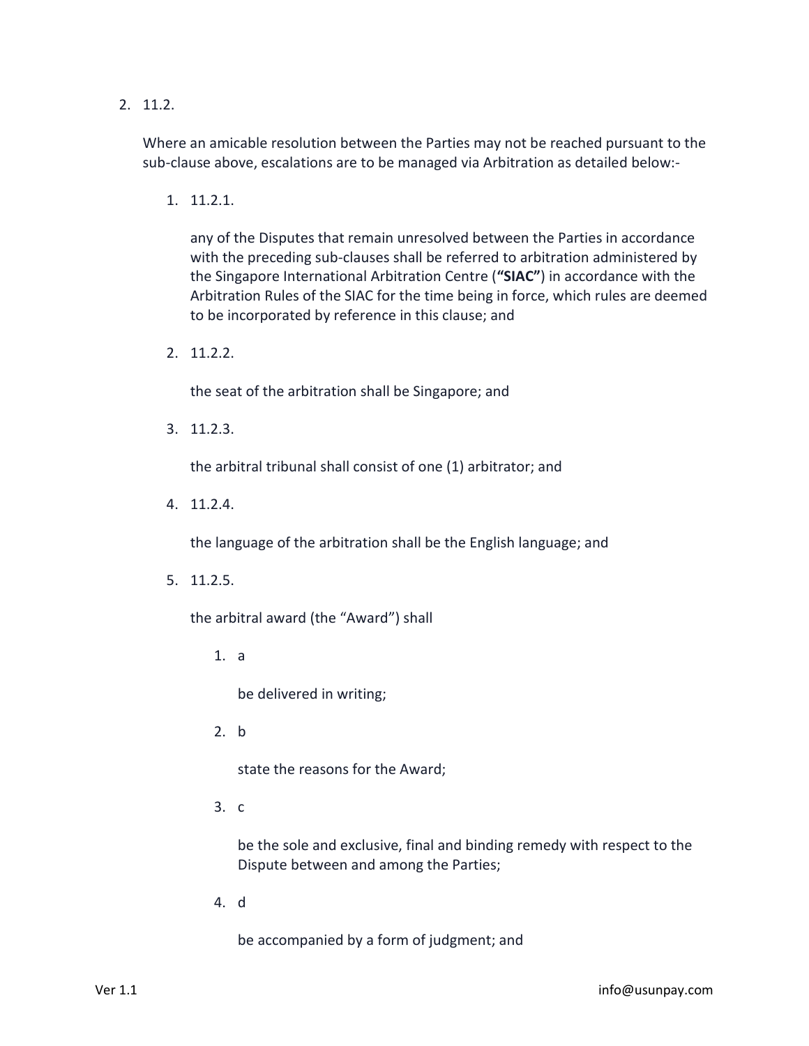2. 11.2.

   Where an amicable resolution between the Parties may not be reached pursuant to the sub-clause above, escalations are to be managed via Arbitration as detailed below:-

   1. 11.2.1.

      any of the Disputes that remain unresolved between the Parties in accordance with the preceding sub-clauses shall be referred to arbitration administered by the Singapore International Arbitration Centre (**"SIAC"**) in accordance with the Arbitration Rules of the SIAC for the time being in force, which rules are deemed to be incorporated by reference in this clause; and

   2. 11.2.2.

      the seat of the arbitration shall be Singapore; and

   3. 11.2.3.

      the arbitral tribunal shall consist of one (1) arbitrator; and

   4. 11.2.4.

      the language of the arbitration shall be the English language; and

   5. 11.2.5.

      the arbitral award (the "Award") shall

      1. a

         be delivered in writing;

      2. b

         state the reasons for the Award;

      3. c

         be the sole and exclusive, final and binding remedy with respect to the Dispute between and among the Parties;

      4. d

         be accompanied by a form of judgment; and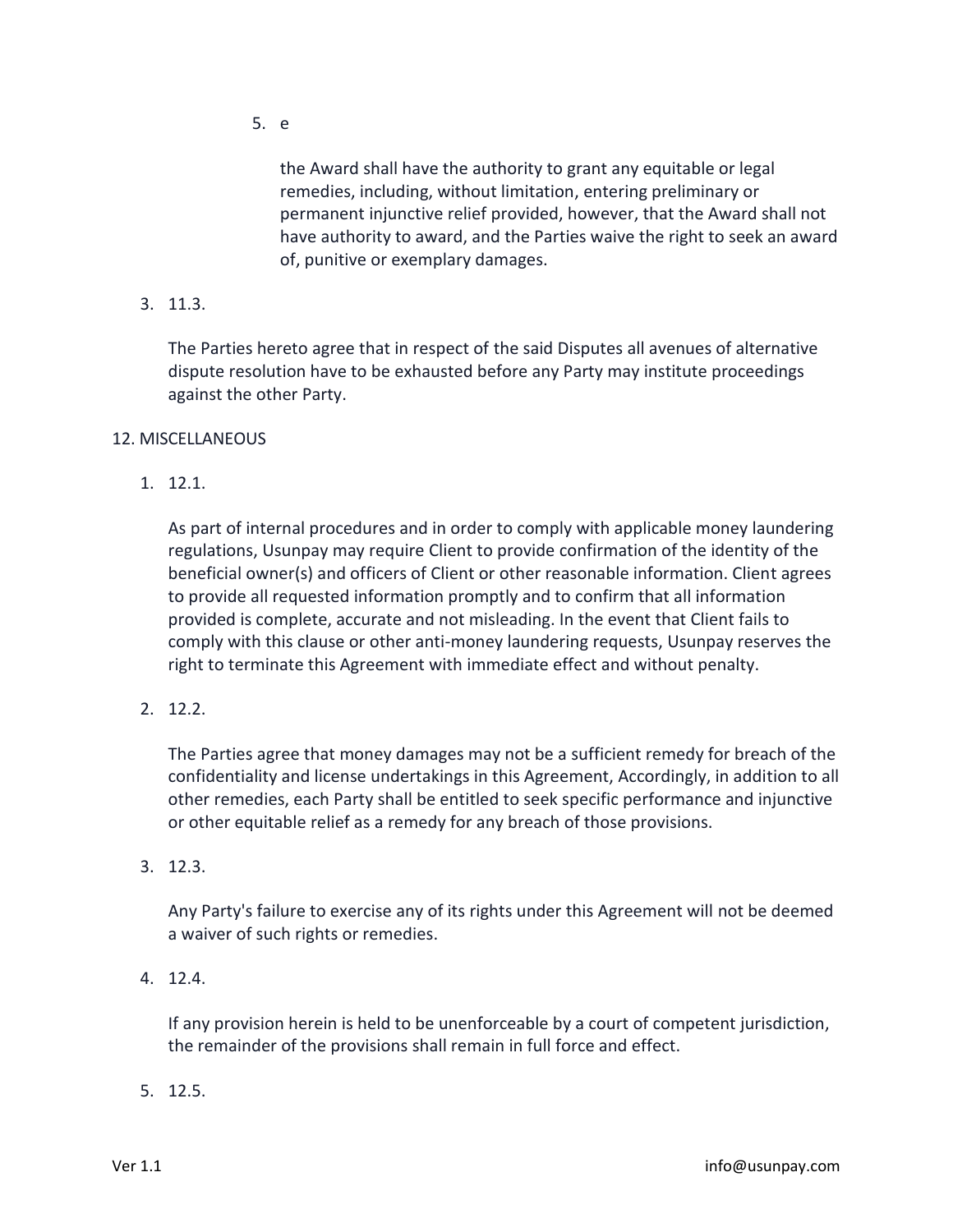5. e

   the Award shall have the authority to grant any equitable or legal remedies, including, without limitation, entering preliminary or permanent injunctive relief provided, however, that the Award shall not have authority to award, and the Parties waive the right to seek an award of, punitive or exemplary damages.

3. 11.3.

   The Parties hereto agree that in respect of the said Disputes all avenues of alternative dispute resolution have to be exhausted before any Party may institute proceedings against the other Party.

12. MISCELLANEOUS

1. 12.1.

   As part of internal procedures and in order to comply with applicable money laundering regulations, Usunpay may require Client to provide confirmation of the identity of the beneficial owner(s) and officers of Client or other reasonable information. Client agrees to provide all requested information promptly and to confirm that all information provided is complete, accurate and not misleading. In the event that Client fails to comply with this clause or other anti-money laundering requests, Usunpay reserves the right to terminate this Agreement with immediate effect and without penalty.

2. 12.2.

   The Parties agree that money damages may not be a sufficient remedy for breach of the confidentiality and license undertakings in this Agreement, Accordingly, in addition to all other remedies, each Party shall be entitled to seek specific performance and injunctive or other equitable relief as a remedy for any breach of those provisions.

3. 12.3.

   Any Party's failure to exercise any of its rights under this Agreement will not be deemed a waiver of such rights or remedies.

4. 12.4.

   If any provision herein is held to be unenforceable by a court of competent jurisdiction, the remainder of the provisions shall remain in full force and effect.

5. 12.5.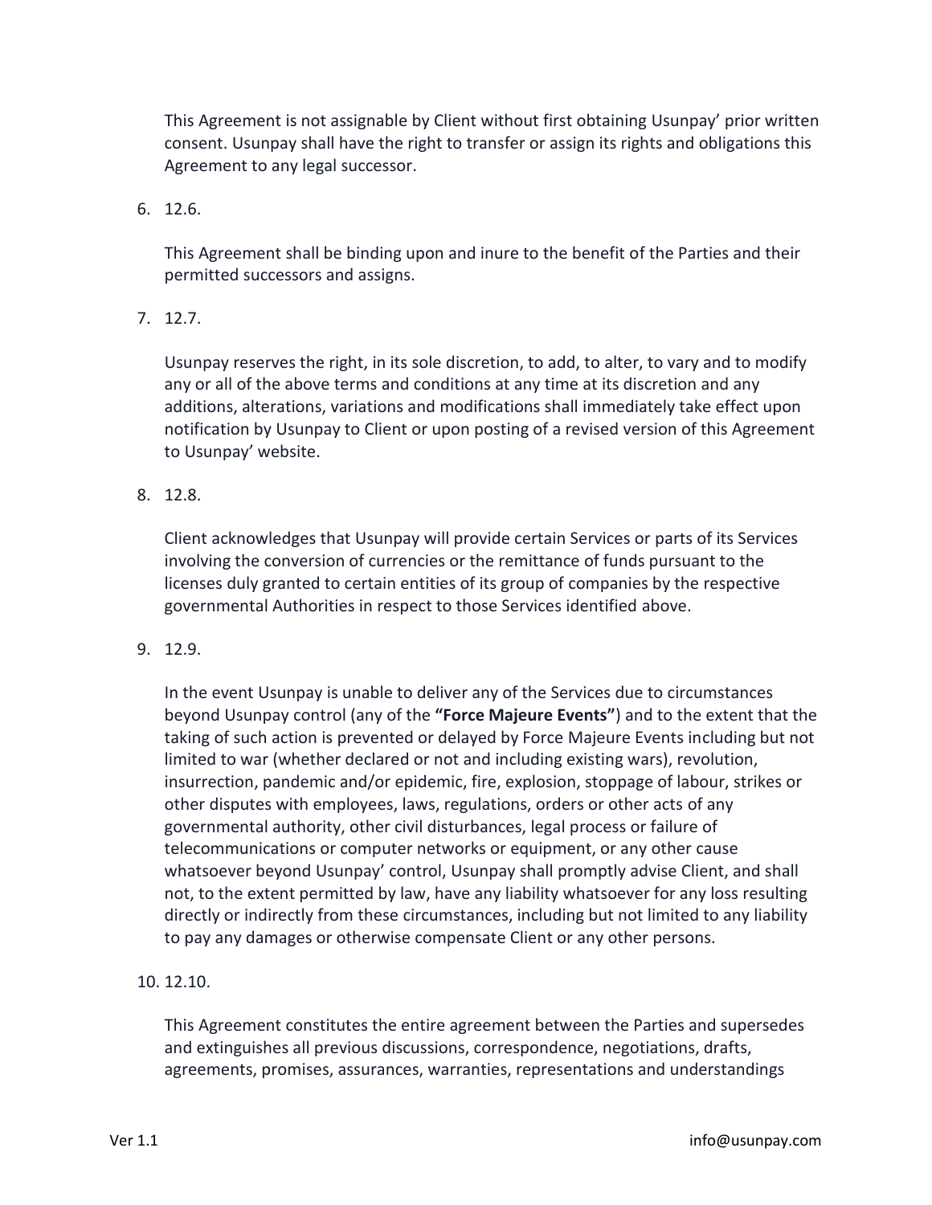This Agreement is not assignable by Client without first obtaining Usunpay' prior written consent. Usunpay shall have the right to transfer or assign its rights and obligations this Agreement to any legal successor.

6. 12.6.

   This Agreement shall be binding upon and inure to the benefit of the Parties and their permitted successors and assigns.

7. 12.7.

   Usunpay reserves the right, in its sole discretion, to add, to alter, to vary and to modify any or all of the above terms and conditions at any time at its discretion and any additions, alterations, variations and modifications shall immediately take effect upon notification by Usunpay to Client or upon posting of a revised version of this Agreement to Usunpay' website.

8. 12.8.

   Client acknowledges that Usunpay will provide certain Services or parts of its Services involving the conversion of currencies or the remittance of funds pursuant to the licenses duly granted to certain entities of its group of companies by the respective governmental Authorities in respect to those Services identified above.

9. 12.9.

   In the event Usunpay is unable to deliver any of the Services due to circumstances beyond Usunpay control (any of the **"Force Majeure Events"**) and to the extent that the taking of such action is prevented or delayed by Force Majeure Events including but not limited to war (whether declared or not and including existing wars), revolution, insurrection, pandemic and/or epidemic, fire, explosion, stoppage of labour, strikes or other disputes with employees, laws, regulations, orders or other acts of any governmental authority, other civil disturbances, legal process or failure of telecommunications or computer networks or equipment, or any other cause whatsoever beyond Usunpay' control, Usunpay shall promptly advise Client, and shall not, to the extent permitted by law, have any liability whatsoever for any loss resulting directly or indirectly from these circumstances, including but not limited to any liability to pay any damages or otherwise compensate Client or any other persons.

10. 12.10.

    This Agreement constitutes the entire agreement between the Parties and supersedes and extinguishes all previous discussions, correspondence, negotiations, drafts, agreements, promises, assurances, warranties, representations and understandings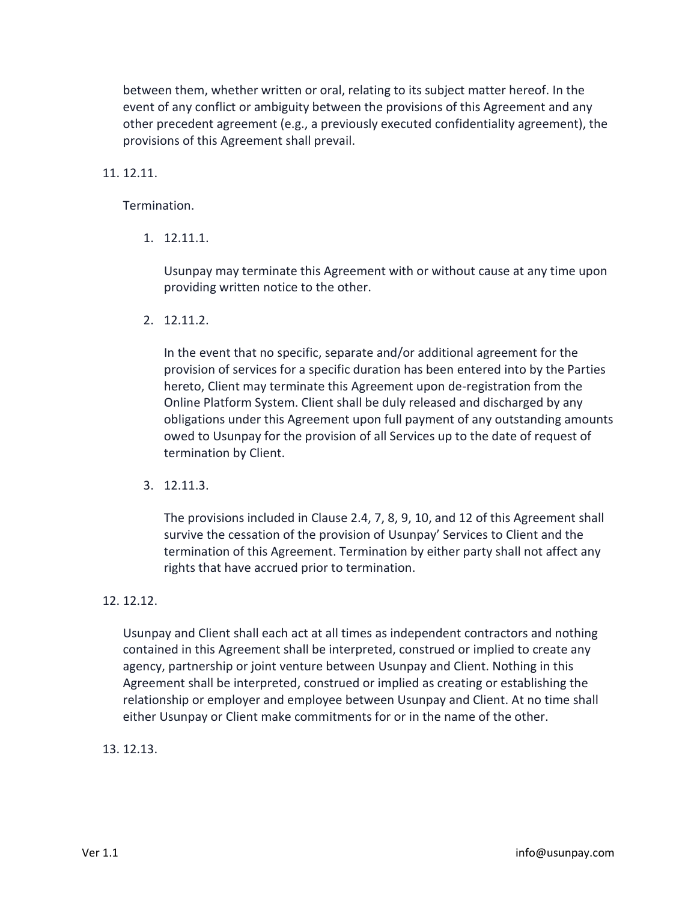between them, whether written or oral, relating to its subject matter hereof. In the event of any conflict or ambiguity between the provisions of this Agreement and any other precedent agreement (e.g., a previously executed confidentiality agreement), the provisions of this Agreement shall prevail.

11. 12.11.

    Termination.

    1. 12.11.1.

       Usunpay may terminate this Agreement with or without cause at any time upon providing written notice to the other.

    2. 12.11.2.

       In the event that no specific, separate and/or additional agreement for the provision of services for a specific duration has been entered into by the Parties hereto, Client may terminate this Agreement upon de-registration from the Online Platform System. Client shall be duly released and discharged by any obligations under this Agreement upon full payment of any outstanding amounts owed to Usunpay for the provision of all Services up to the date of request of termination by Client.

    3. 12.11.3.

       The provisions included in Clause 2.4, 7, 8, 9, 10, and 12 of this Agreement shall survive the cessation of the provision of Usunpay' Services to Client and the termination of this Agreement. Termination by either party shall not affect any rights that have accrued prior to termination.

12. 12.12.

    Usunpay and Client shall each act at all times as independent contractors and nothing contained in this Agreement shall be interpreted, construed or implied to create any agency, partnership or joint venture between Usunpay and Client. Nothing in this Agreement shall be interpreted, construed or implied as creating or establishing the relationship or employer and employee between Usunpay and Client. At no time shall either Usunpay or Client make commitments for or in the name of the other.

13. 12.13.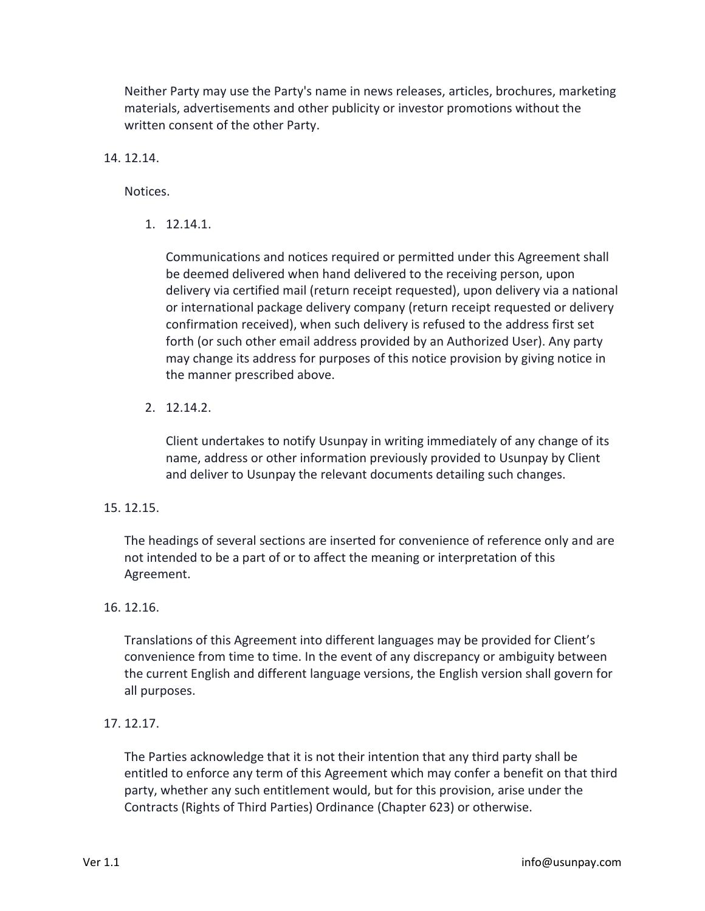Neither Party may use the Party's name in news releases, articles, brochures, marketing materials, advertisements and other publicity or investor promotions without the written consent of the other Party.

14. 12.14.

    Notices.

    1. 12.14.1.

       Communications and notices required or permitted under this Agreement shall be deemed delivered when hand delivered to the receiving person, upon delivery via certified mail (return receipt requested), upon delivery via a national or international package delivery company (return receipt requested or delivery confirmation received), when such delivery is refused to the address first set forth (or such other email address provided by an Authorized User). Any party may change its address for purposes of this notice provision by giving notice in the manner prescribed above.

    2. 12.14.2.

       Client undertakes to notify Usunpay in writing immediately of any change of its name, address or other information previously provided to Usunpay by Client and deliver to Usunpay the relevant documents detailing such changes.

15. 12.15.

    The headings of several sections are inserted for convenience of reference only and are not intended to be a part of or to affect the meaning or interpretation of this Agreement.

16. 12.16.

    Translations of this Agreement into different languages may be provided for Client's convenience from time to time. In the event of any discrepancy or ambiguity between the current English and different language versions, the English version shall govern for all purposes.

17. 12.17.

    The Parties acknowledge that it is not their intention that any third party shall be entitled to enforce any term of this Agreement which may confer a benefit on that third party, whether any such entitlement would, but for this provision, arise under the Contracts (Rights of Third Parties) Ordinance (Chapter 623) or otherwise.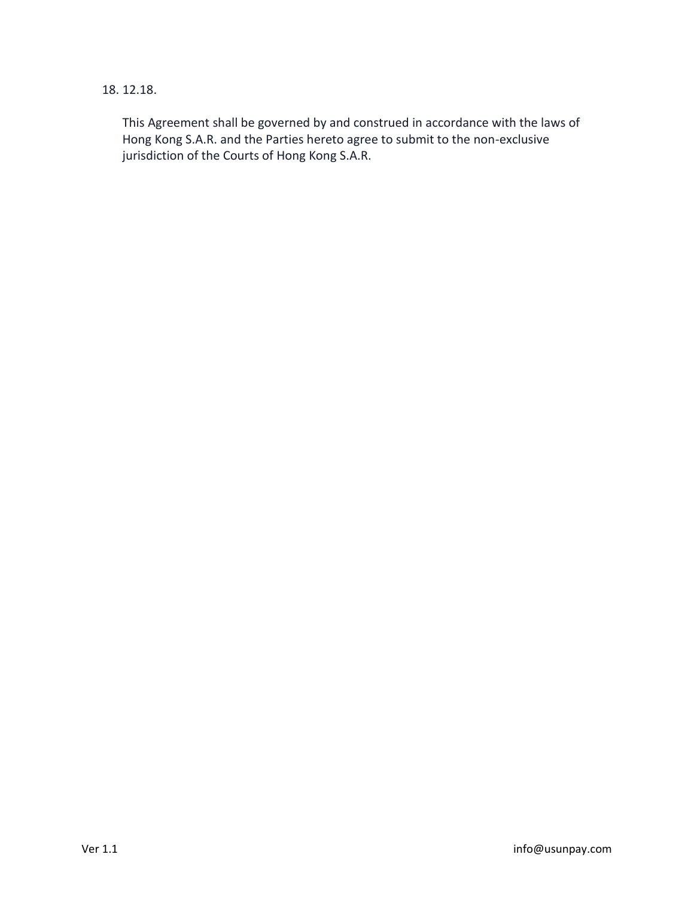18. 12.18.

    This Agreement shall be governed by and construed in accordance with the laws of Hong Kong S.A.R. and the Parties hereto agree to submit to the non-exclusive jurisdiction of the Courts of Hong Kong S.A.R.